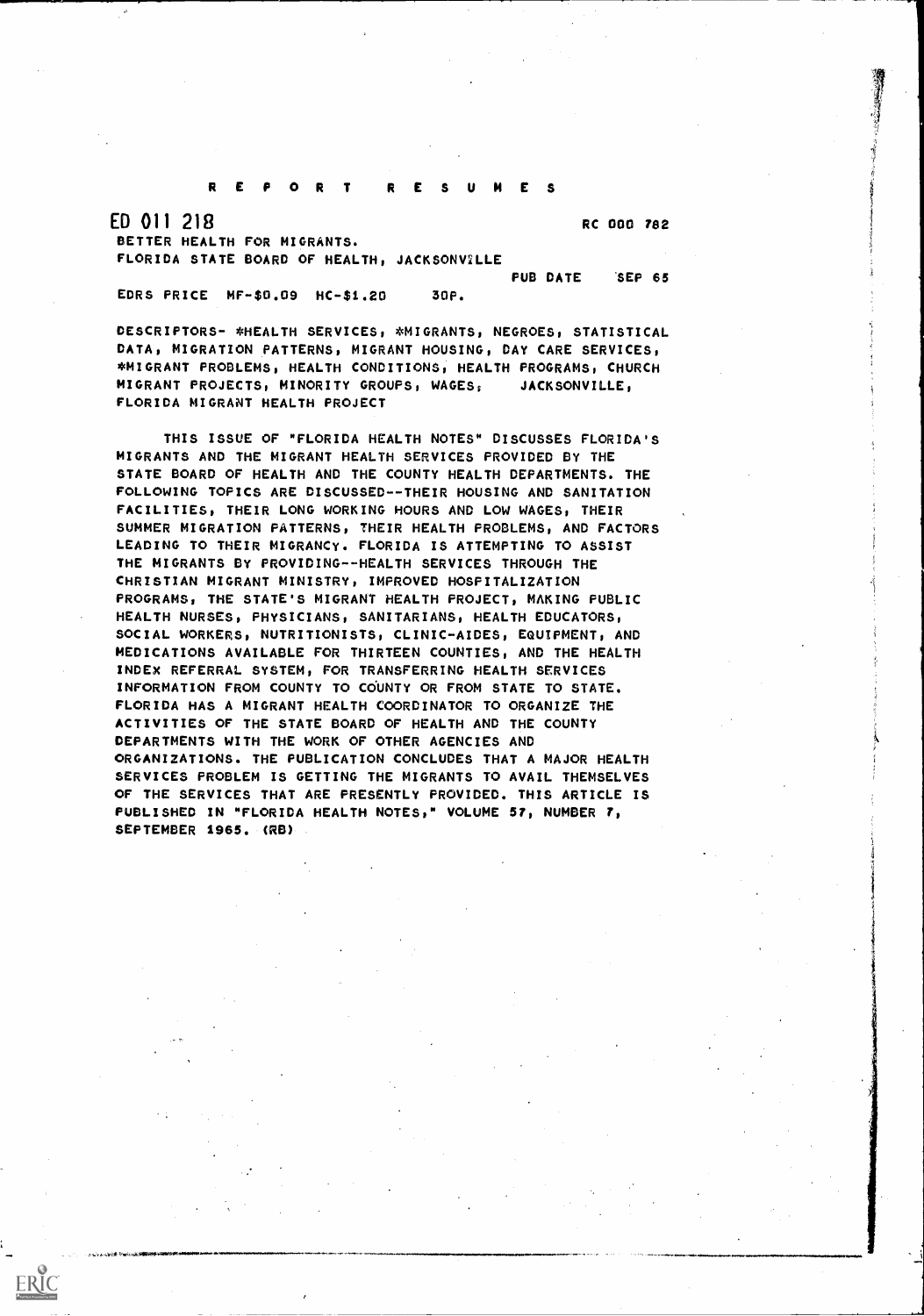# REPORT RESUMES

ED 011 218 RC 000 782

BETTER HEALTH FOR MIGRANTS.

FLORIDA STATE BOARD OF HEALTH, JACKSONVILLE

PUB DATE SEP 65

EDRS PRICE MF-$0.09 HC-$1.20 30P.

DESCRIPTORS- *HEALTH SERVICES, *MIGRANTS, NEGROES, STATISTICAL DATA, MIGRATION PATTERNS, MIGRANT HOUSING, DAY CARE SERVICES, *MIGRANT PROBLEMS, HEALTH CONDITIONS, HEALTH PROGRAMS, CHURCH MIGRANT PROJECTS, MINORITY GROUPS, WAGES, JACKSONVILLE, FLORIDA MIGRANT HEALTH PROJECT

THIS ISSUE OF "FLORIDA HEALTH NOTES" DISCUSSES FLORIDA'S MIGRANTS AND THE MIGRANT HEALTH SERVICES PROVIDED BY THE STATE BOARD OF HEALTH AND THE COUNTY HEALTH DEPARTMENTS. THE FOLLOWING TOPICS ARE DISCUSSED--THEIR HOUSING AND SANITATION FACILITIES, THEIR LONG WORKING HOURS AND LOW WAGES, THEIR SUMMER MIGRATION PATTERNS, THEIR HEALTH PROBLEMS, AND FACTORS LEADING TO THEIR MIGRANCY. FLORIDA IS ATTEMPTING TO ASSIST THE MIGRANTS BY PROVIDING--HEALTH SERVICES THROUGH THE CHRISTIAN MIGRANT MINISTRY, IMPROVED HOSPITALIZATION PROGRAMS, THE STATE'S MIGRANT HEALTH PROJECT, MAKING PUBLIC HEALTH NURSES, PHYSICIANS, SANITARIANS, HEALTH EDUCATORS, SOCIAL WORKERS, NUTRITIONISTS, CLINIC-AIDES, EQUIPMENT, AND MEDICATIONS AVAILABLE FOR THIRTEEN COUNTIES, AND THE HEALTH INDEX REFERRAL SYSTEM, FOR TRANSFERRING HEALTH SERVICES INFORMATION FROM COUNTY TO COUNTY OR FROM STATE TO STATE. FLORIDA HAS A MIGRANT HEALTH COORDINATOR TO ORGANIZE THE ACTIVITIES OF THE STATE BOARD OF HEALTH AND THE COUNTY DEPARTMENTS WITH THE WORK OF OTHER AGENCIES AND ORGANIZATIONS. THE PUBLICATION CONCLUDES THAT A MAJOR HEALTH SERVICES PROBLEM IS GETTING THE MIGRANTS TO AVAIL THEMSELVES OF THE SERVICES THAT ARE PRESENTLY PROVIDED. THIS ARTICLE IS PUBLISHED IN "FLORIDA HEALTH NOTES," VOLUME 57, NUMBER 7, SEPTEMBER 1965. (RB)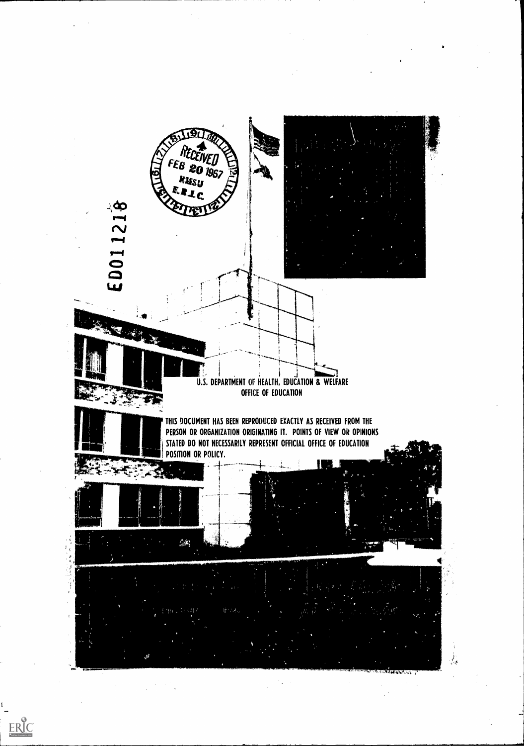ED011218

RECEIVED
FEB 20 1967
MMSU
E.R.I.C.

U.S. DEPARTMENT OF HEALTH, EDUCATION & WELFARE
OFFICE OF EDUCATION

THIS DOCUMENT HAS BEEN REPRODUCED EXACTLY AS RECEIVED FROM THE PERSON OR ORGANIZATION ORIGINATING IT. POINTS OF VIEW OR OPINIONS STATED DO NOT NECESSARILY REPRESENT OFFICIAL OFFICE OF EDUCATION POSITION OR POLICY.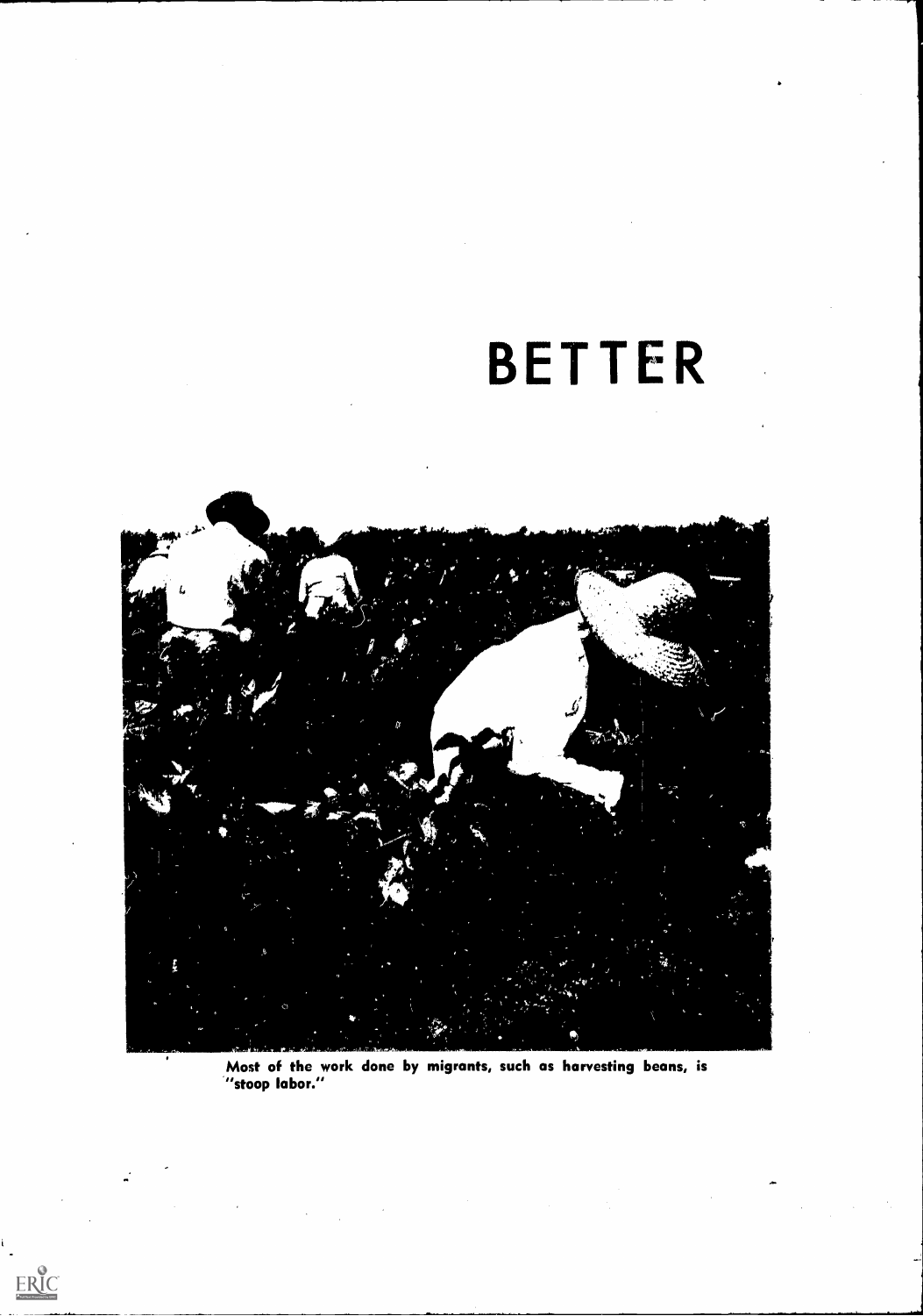# BETTER

Most of the work done by migrants, such as harvesting beans, is "stoop labor."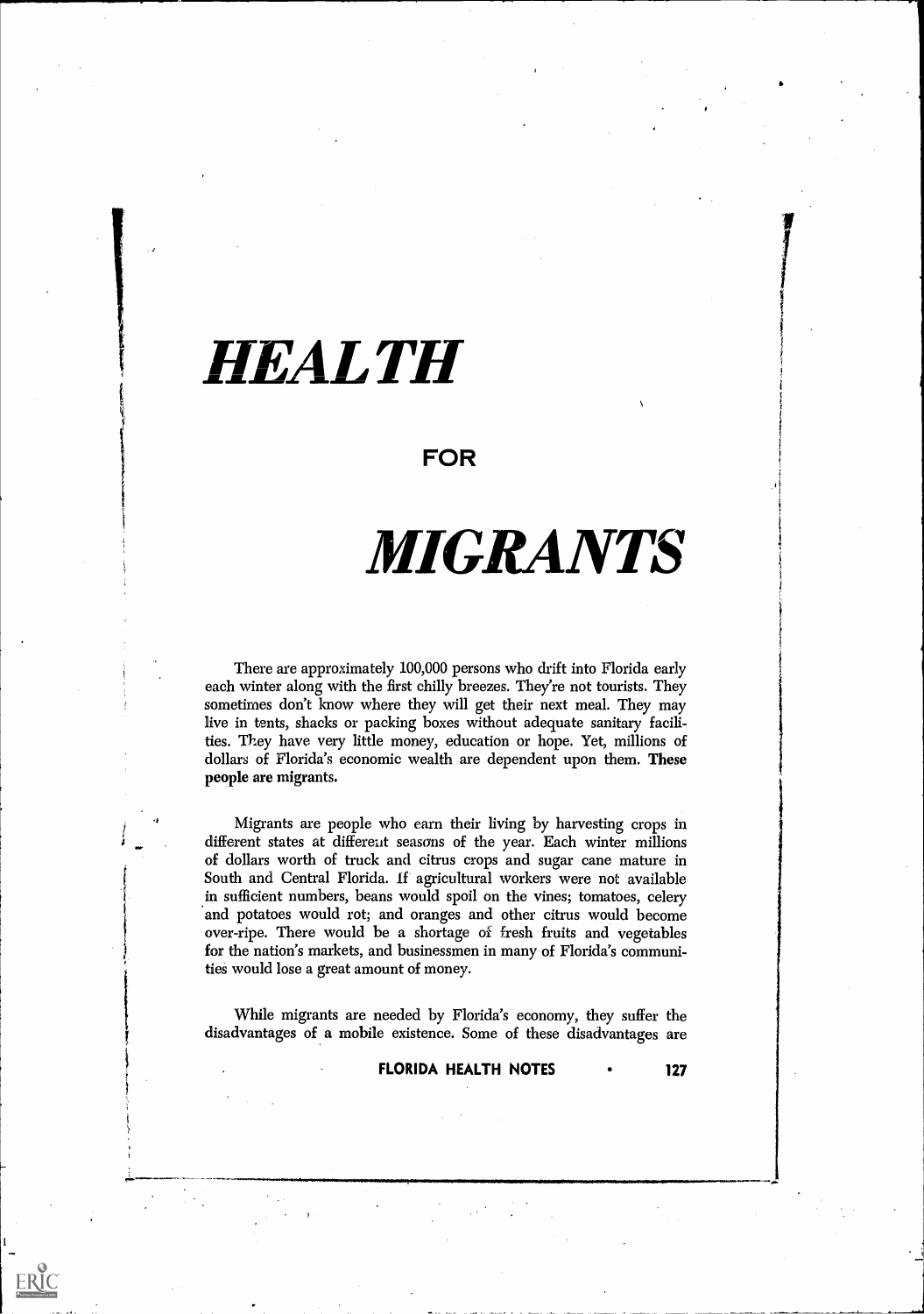# *HEALTH*

**FOR**

# *MIGRANTS*

There are approximately 100,000 persons who drift into Florida early each winter along with the first chilly breezes. They're not tourists. They sometimes don't know where they will get their next meal. They may live in tents, shacks or packing boxes without adequate sanitary facilities. They have very little money, education or hope. Yet, millions of dollars of Florida's economic wealth are dependent upon them. **These people are migrants.**

Migrants are people who earn their living by harvesting crops in different states at different seasons of the year. Each winter millions of dollars worth of truck and citrus crops and sugar cane mature in South and Central Florida. If agricultural workers were not available in sufficient numbers, beans would spoil on the vines; tomatoes, celery and potatoes would rot; and oranges and other citrus would become over-ripe. There would be a shortage of fresh fruits and vegetables for the nation's markets, and businessmen in many of Florida's communities would lose a great amount of money.

While migrants are needed by Florida's economy, they suffer the disadvantages of a mobile existence. Some of these disadvantages are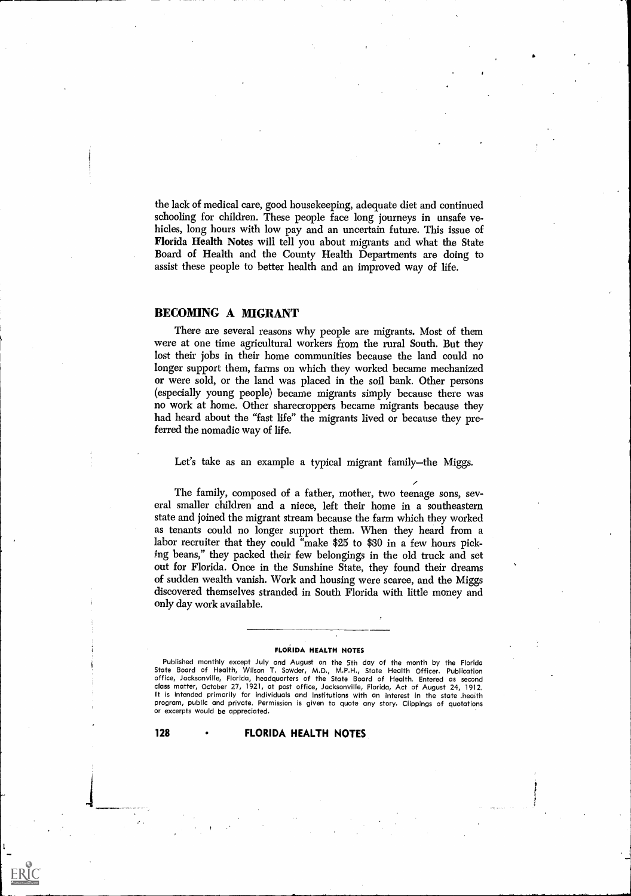the lack of medical care, good housekeeping, adequate diet and continued schooling for children. These people face long journeys in unsafe vehicles, long hours with low pay and an uncertain future. This issue of **Florida Health Notes** will tell you about migrants and what the State Board of Health and the County Health Departments are doing to assist these people to better health and an improved way of life.

## BECOMING A MIGRANT

There are several reasons why people are migrants. Most of them were at one time agricultural workers from the rural South. But they lost their jobs in their home communities because the land could no longer support them, farms on which they worked became mechanized or were sold, or the land was placed in the soil bank. Other persons (especially young people) became migrants simply because there was no work at home. Other sharecroppers became migrants because they had heard about the "fast life" the migrants lived or because they preferred the nomadic way of life.

Let's take as an example a typical migrant family—the Miggs.

The family, composed of a father, mother, two teenage sons, several smaller children and a niece, left their home in a southeastern state and joined the migrant stream because the farm which they worked as tenants could no longer support them. When they heard from a labor recruiter that they could "make $25 to $30 in a few hours picking beans," they packed their few belongings in the old truck and set out for Florida. Once in the Sunshine State, they found their dreams of sudden wealth vanish. Work and housing were scarce, and the Miggs discovered themselves stranded in South Florida with little money and only day work available.

---

**FLORIDA HEALTH NOTES**

Published monthly except July and August on the 5th day of the month by the Florida State Board of Health, Wilson T. Sowder, M.D., M.P.H., State Health Officer. Publication office, Jacksonville, Florida, headquarters of the State Board of Health. Entered as second class matter, October 27, 1921, at post office, Jacksonville, Florida, Act of August 24, 1912. It is intended primarily for individuals and institutions with an interest in the state health program, public and private. Permission is given to quote any story. Clippings of quotations or excerpts would be appreciated.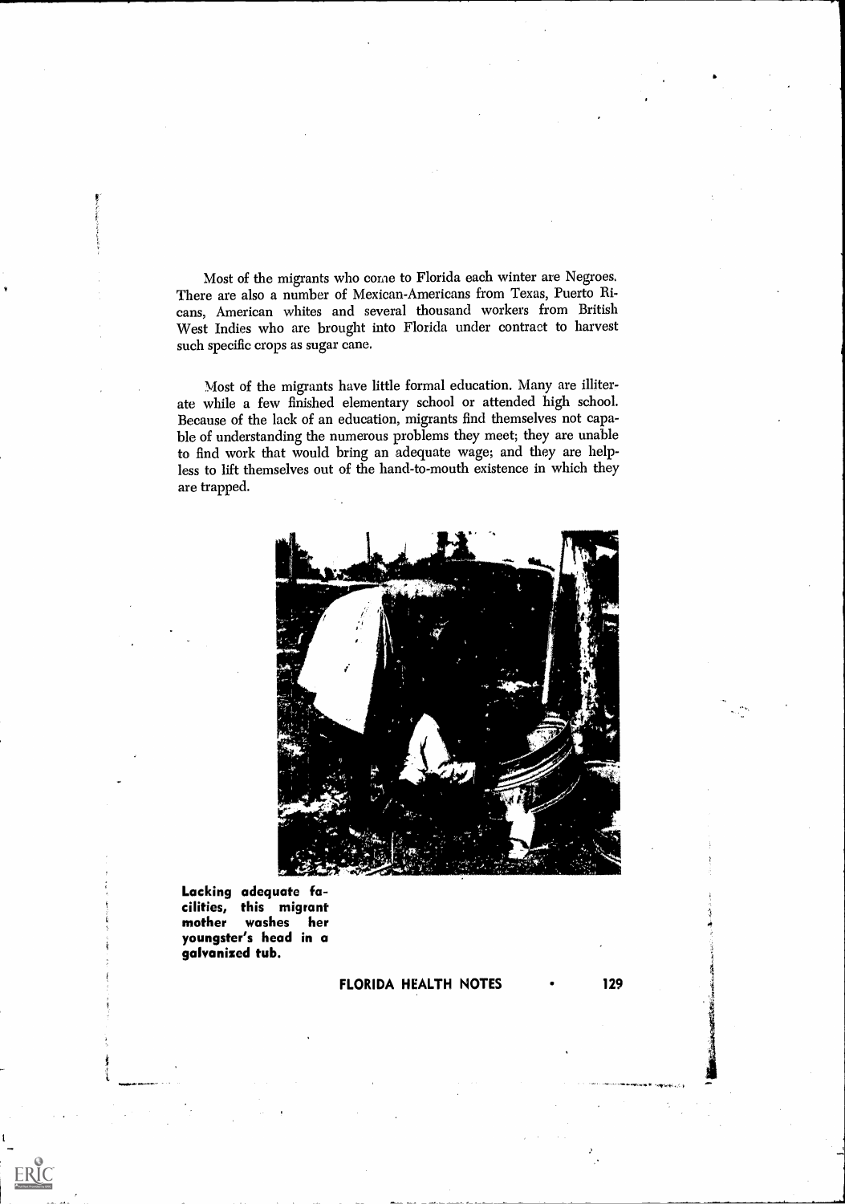Most of the migrants who come to Florida each winter are Negroes. There are also a number of Mexican-Americans from Texas, Puerto Ricans, American whites and several thousand workers from British West Indies who are brought into Florida under contract to harvest such specific crops as sugar cane.

Most of the migrants have little formal education. Many are illiterate while a few finished elementary school or attended high school. Because of the lack of an education, migrants find themselves not capable of understanding the numerous problems they meet; they are unable to find work that would bring an adequate wage; and they are helpless to lift themselves out of the hand-to-mouth existence in which they are trapped.

**Lacking adequate facilities, this migrant mother washes her youngster's head in a galvanized tub.**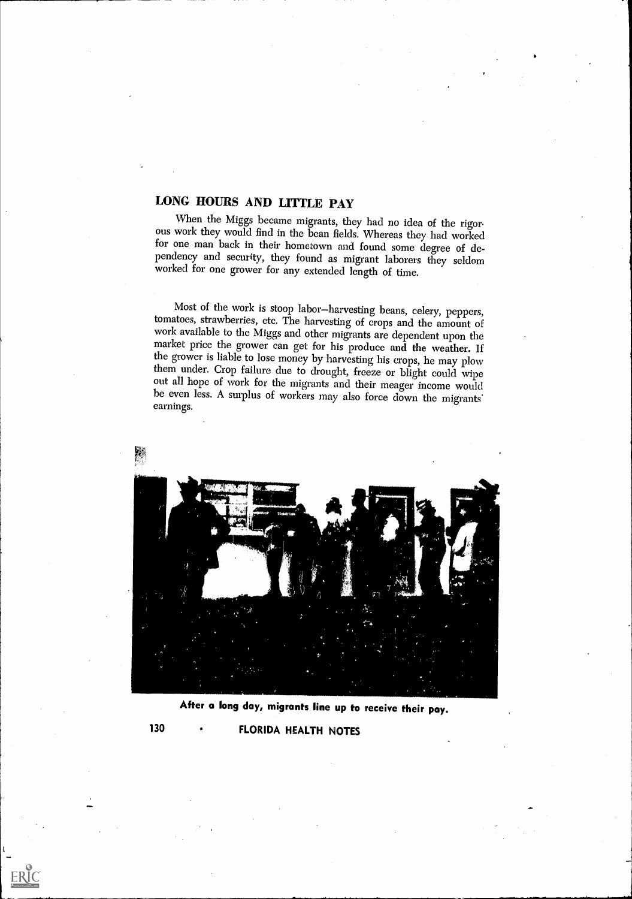## LONG HOURS AND LITTLE PAY

When the Miggs became migrants, they had no idea of the rigorous work they would find in the bean fields. Whereas they had worked for one man back in their hometown and found some degree of dependency and security, they found as migrant laborers they seldom worked for one grower for any extended length of time.

Most of the work is stoop labor—harvesting beans, celery, peppers, tomatoes, strawberries, etc. The harvesting of crops and the amount of work available to the Miggs and other migrants are dependent upon the market price the grower can get for his produce and the weather. If the grower is liable to lose money by harvesting his crops, he may plow them under. Crop failure due to drought, freeze or blight could wipe out all hope of work for the migrants and their meager income would be even less. A surplus of workers may also force down the migrants' earnings.

**After a long day, migrants line up to receive their pay.**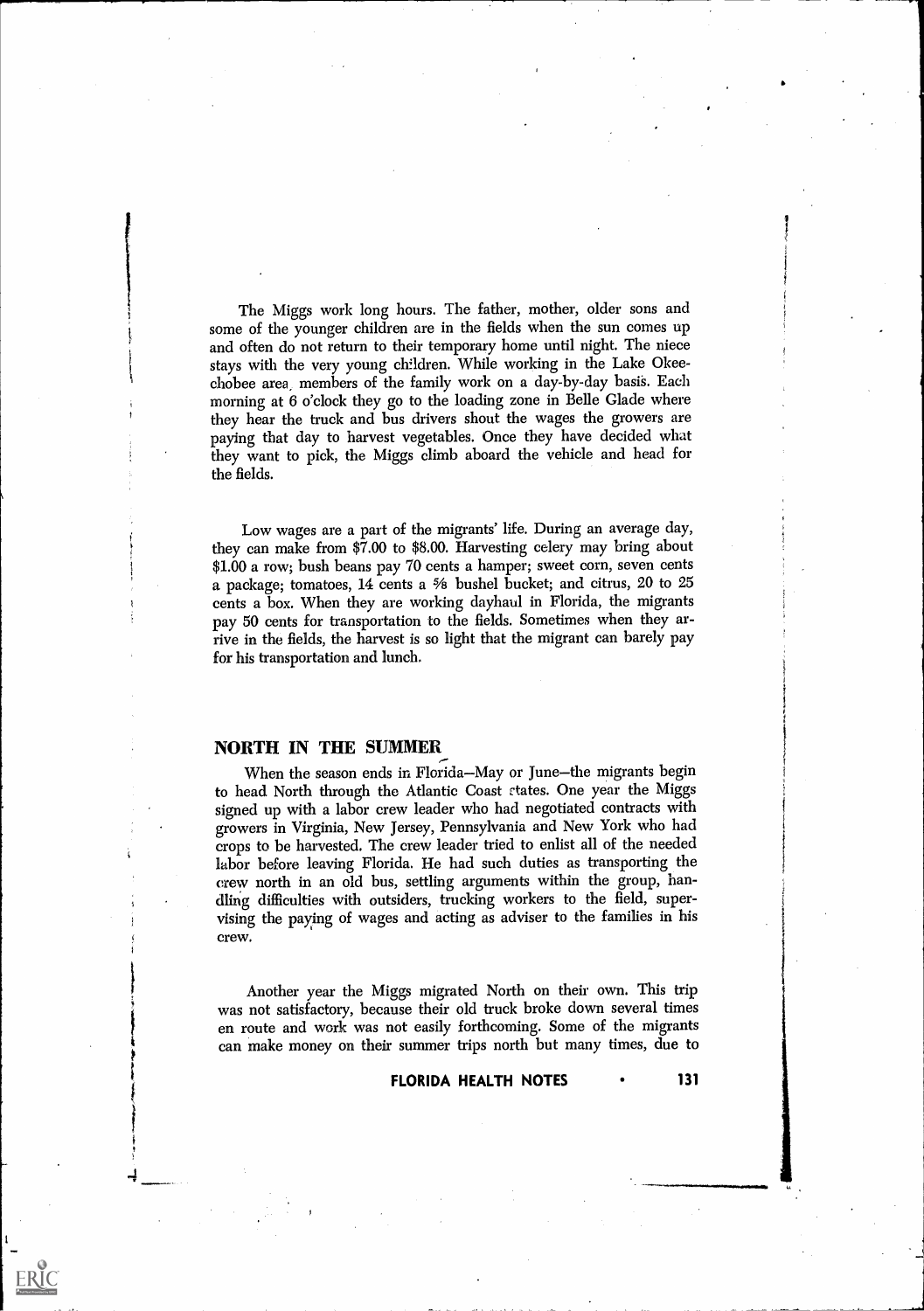The Miggs work long hours. The father, mother, older sons and some of the younger children are in the fields when the sun comes up and often do not return to their temporary home until night. The niece stays with the very young children. While working in the Lake Okeechobee area, members of the family work on a day-by-day basis. Each morning at 6 o'clock they go to the loading zone in Belle Glade where they hear the truck and bus drivers shout the wages the growers are paying that day to harvest vegetables. Once they have decided what they want to pick, the Miggs climb aboard the vehicle and head for the fields.

Low wages are a part of the migrants' life. During an average day, they can make from $7.00 to $8.00. Harvesting celery may bring about $1.00 a row; bush beans pay 70 cents a hamper; sweet corn, seven cents a package; tomatoes, 14 cents a 5/8 bushel bucket; and citrus, 20 to 25 cents a box. When they are working dayhaul in Florida, the migrants pay 50 cents for transportation to the fields. Sometimes when they arrive in the fields, the harvest is so light that the migrant can barely pay for his transportation and lunch.

## NORTH IN THE SUMMER

When the season ends in Florida—May or June—the migrants begin to head North through the Atlantic Coast states. One year the Miggs signed up with a labor crew leader who had negotiated contracts with growers in Virginia, New Jersey, Pennsylvania and New York who had crops to be harvested. The crew leader tried to enlist all of the needed labor before leaving Florida. He had such duties as transporting the crew north in an old bus, settling arguments within the group, handling difficulties with outsiders, trucking workers to the field, supervising the paying of wages and acting as adviser to the families in his crew.

Another year the Miggs migrated North on their own. This trip was not satisfactory, because their old truck broke down several times en route and work was not easily forthcoming. Some of the migrants can make money on their summer trips north but many times, due to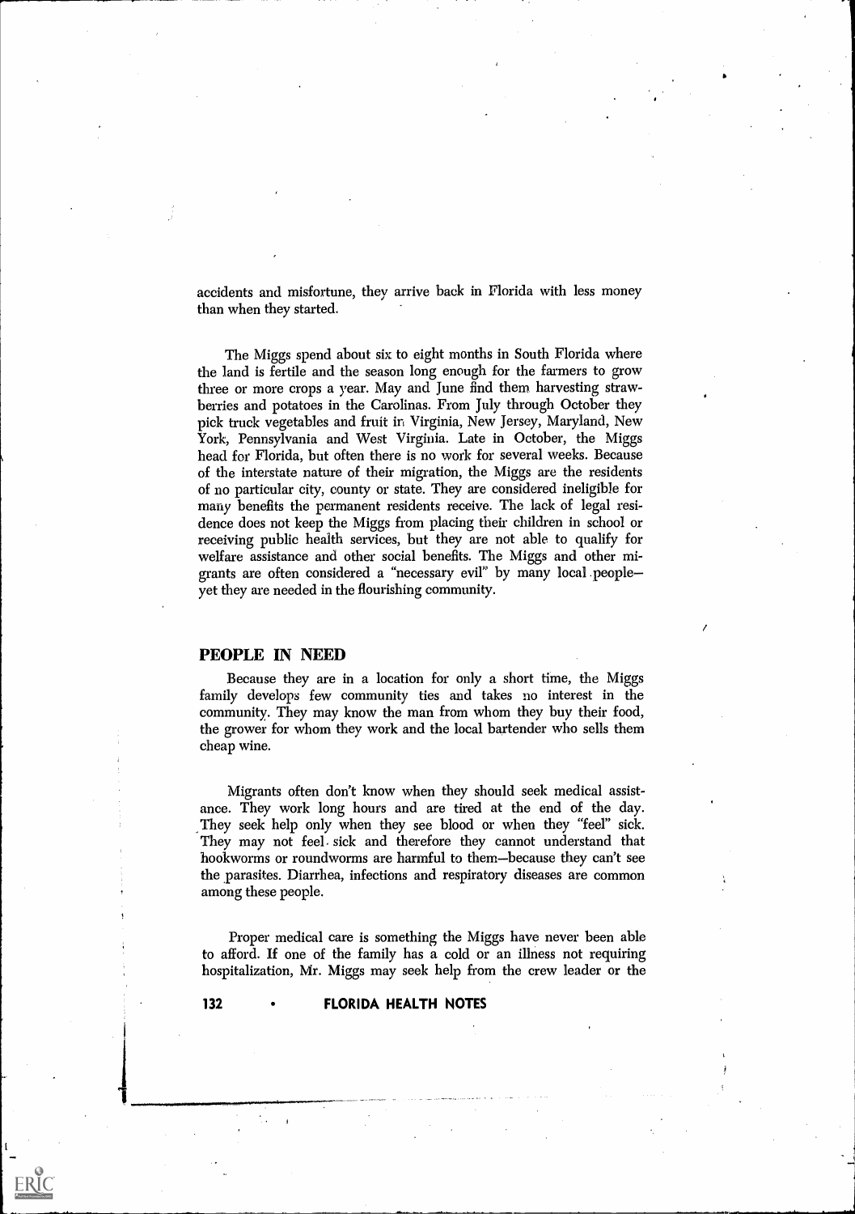accidents and misfortune, they arrive back in Florida with less money than when they started.

The Miggs spend about six to eight months in South Florida where the land is fertile and the season long enough for the farmers to grow three or more crops a year. May and June find them harvesting strawberries and potatoes in the Carolinas. From July through October they pick truck vegetables and fruit in Virginia, New Jersey, Maryland, New York, Pennsylvania and West Virginia. Late in October, the Miggs head for Florida, but often there is no work for several weeks. Because of the interstate nature of their migration, the Miggs are the residents of no particular city, county or state. They are considered ineligible for many benefits the permanent residents receive. The lack of legal residence does not keep the Miggs from placing their children in school or receiving public health services, but they are not able to qualify for welfare assistance and other social benefits. The Miggs and other migrants are often considered a "necessary evil" by many local people—yet they are needed in the flourishing community.

## PEOPLE IN NEED

Because they are in a location for only a short time, the Miggs family develops few community ties and takes no interest in the community. They may know the man from whom they buy their food, the grower for whom they work and the local bartender who sells them cheap wine.

Migrants often don't know when they should seek medical assistance. They work long hours and are tired at the end of the day. They seek help only when they see blood or when they "feel" sick. They may not feel sick and therefore they cannot understand that hookworms or roundworms are harmful to them—because they can't see the parasites. Diarrhea, infections and respiratory diseases are common among these people.

Proper medical care is something the Miggs have never been able to afford. If one of the family has a cold or an illness not requiring hospitalization, Mr. Miggs may seek help from the crew leader or the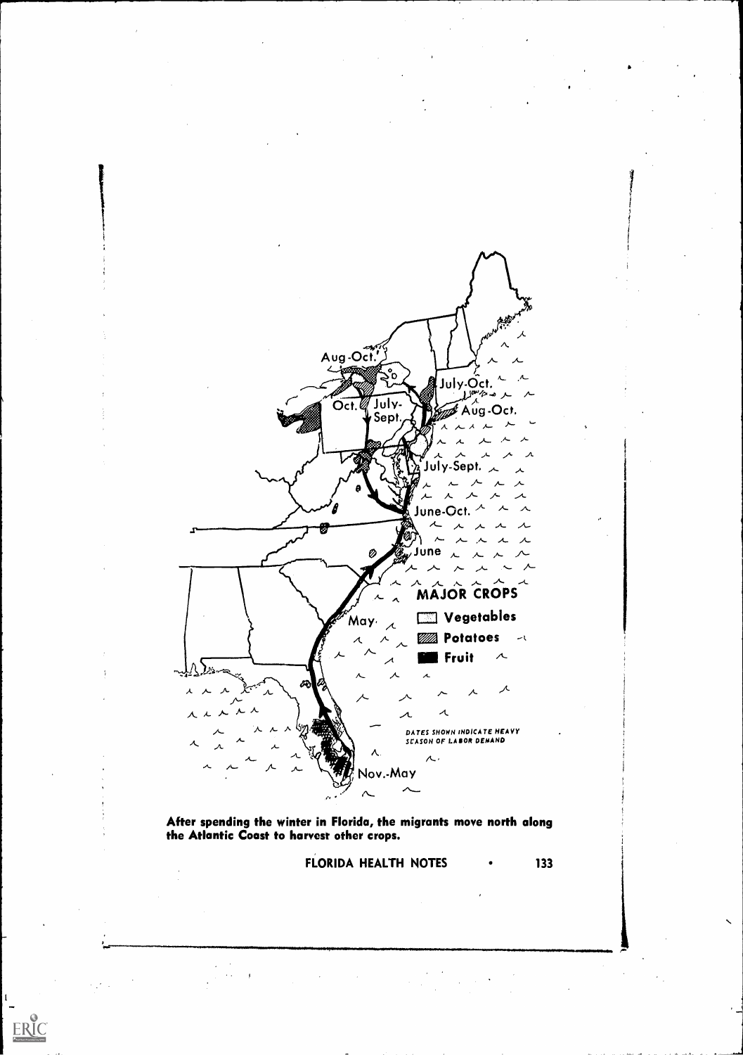Aug-Oct.

July-Oct.

Oct.

July-Sept.

Aug-Oct.

July-Sept.

June-Oct.

June

MAJOR CROPS

- Vegetables
- Potatoes
- Fruit

May

*DATES SHOWN INDICATE HEAVY SEASON OF LABOR DEMAND*

Nov.-May

**After spending the winter in Florida, the migrants move north along the Atlantic Coast to harvest other crops.**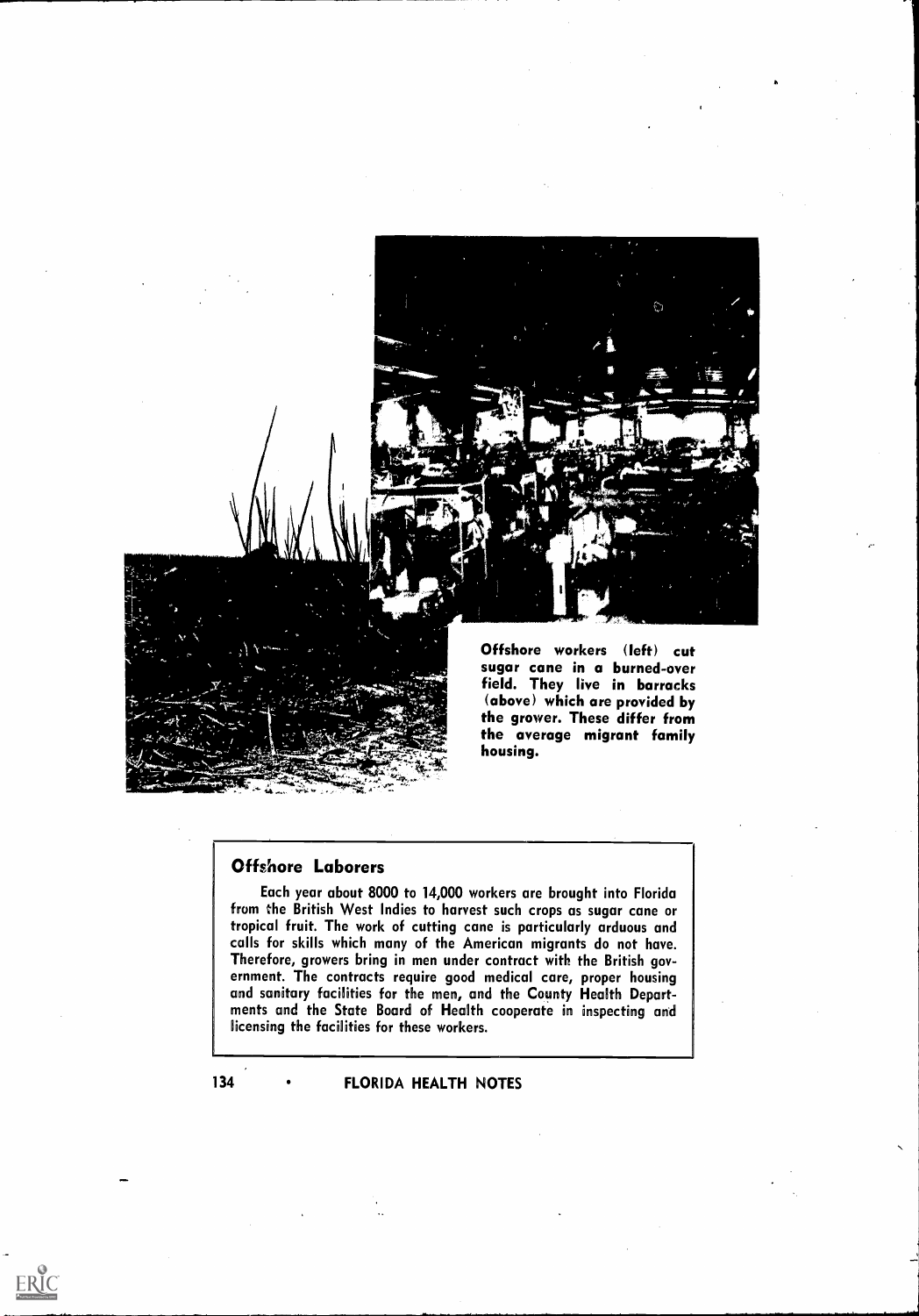Offshore workers (left) cut sugar cane in a burned-over field. They live in barracks (above) which are provided by the grower. These differ from the average migrant family housing.

## Offshore Laborers

Each year about 8000 to 14,000 workers are brought into Florida from the British West Indies to harvest such crops as sugar cane or tropical fruit. The work of cutting cane is particularly arduous and calls for skills which many of the American migrants do not have. Therefore, growers bring in men under contract with the British government. The contracts require good medical care, proper housing and sanitary facilities for the men, and the County Health Departments and the State Board of Health cooperate in inspecting and licensing the facilities for these workers.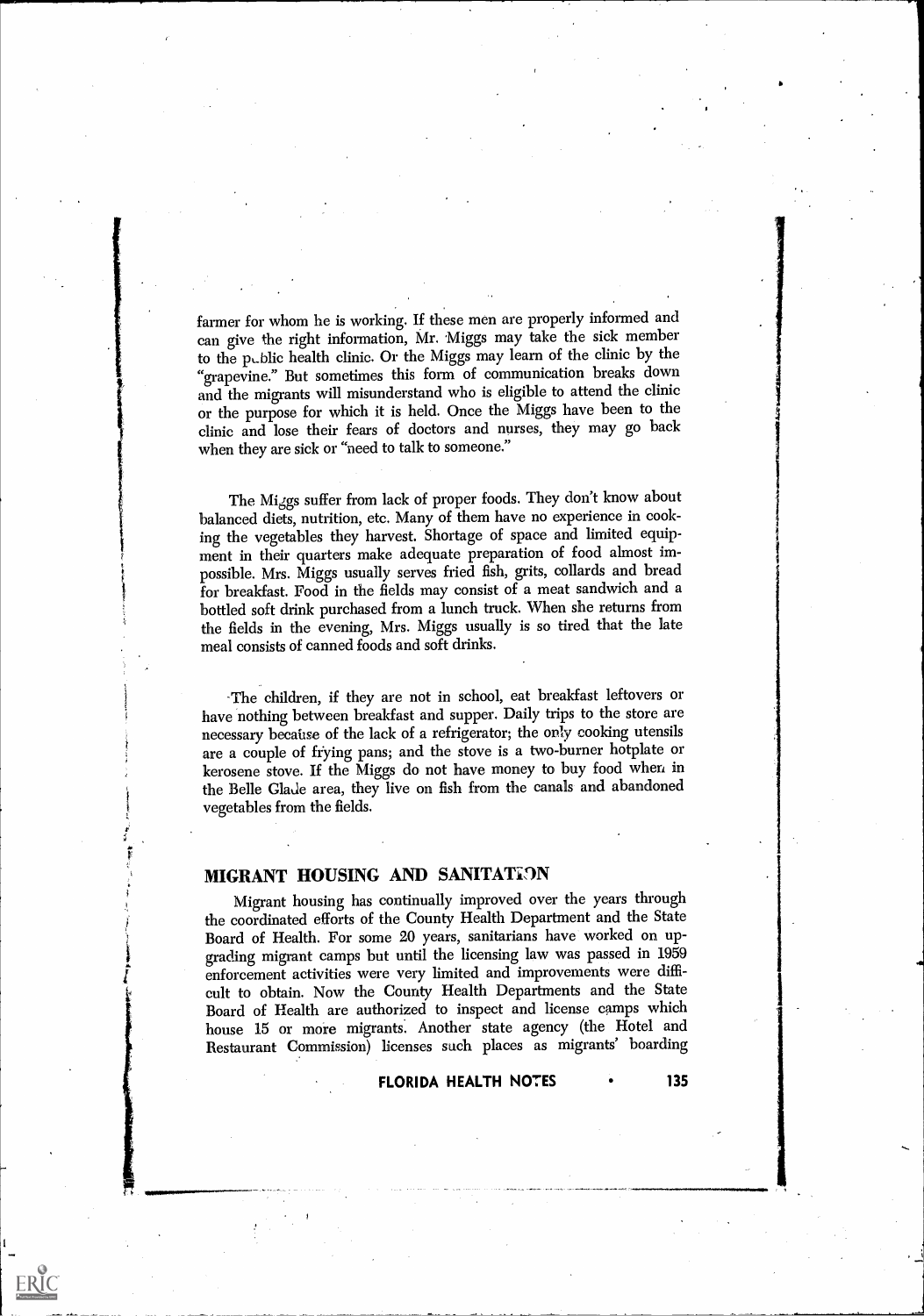farmer for whom he is working. If these men are properly informed and can give the right information, Mr. Miggs may take the sick member to the public health clinic. Or the Miggs may learn of the clinic by the "grapevine." But sometimes this form of communication breaks down and the migrants will misunderstand who is eligible to attend the clinic or the purpose for which it is held. Once the Miggs have been to the clinic and lose their fears of doctors and nurses, they may go back when they are sick or "need to talk to someone."

The Miggs suffer from lack of proper foods. They don't know about balanced diets, nutrition, etc. Many of them have no experience in cooking the vegetables they harvest. Shortage of space and limited equipment in their quarters make adequate preparation of food almost impossible. Mrs. Miggs usually serves fried fish, grits, collards and bread for breakfast. Food in the fields may consist of a meat sandwich and a bottled soft drink purchased from a lunch truck. When she returns from the fields in the evening, Mrs. Miggs usually is so tired that the late meal consists of canned foods and soft drinks.

The children, if they are not in school, eat breakfast leftovers or have nothing between breakfast and supper. Daily trips to the store are necessary because of the lack of a refrigerator; the only cooking utensils are a couple of frying pans; and the stove is a two-burner hotplate or kerosene stove. If the Miggs do not have money to buy food when in the Belle Glade area, they live on fish from the canals and abandoned vegetables from the fields.

## MIGRANT HOUSING AND SANITATION

Migrant housing has continually improved over the years through the coordinated efforts of the County Health Department and the State Board of Health. For some 20 years, sanitarians have worked on upgrading migrant camps but until the licensing law was passed in 1959 enforcement activities were very limited and improvements were difficult to obtain. Now the County Health Departments and the State Board of Health are authorized to inspect and license camps which house 15 or more migrants. Another state agency (the Hotel and Restaurant Commission) licenses such places as migrants' boarding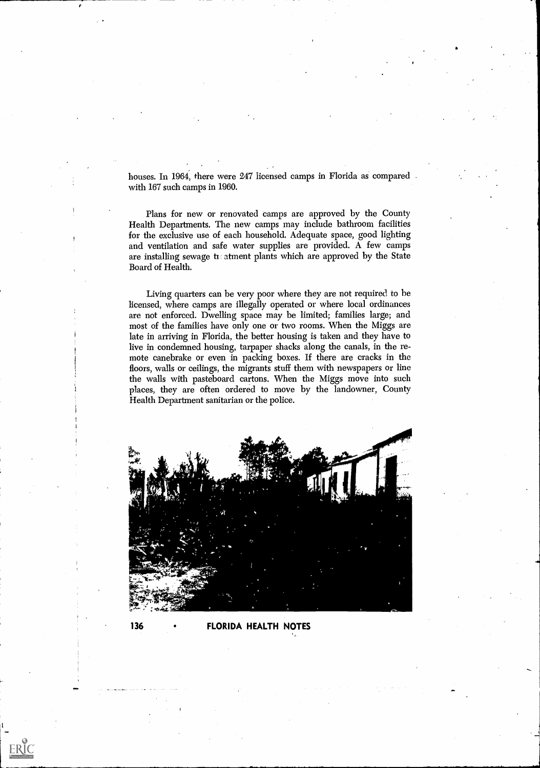houses. In 1964, there were 247 licensed camps in Florida as compared with 167 such camps in 1960.

Plans for new or renovated camps are approved by the County Health Departments. The new camps may include bathroom facilities for the exclusive use of each household. Adequate space, good lighting and ventilation and safe water supplies are provided. A few camps are installing sewage treatment plants which are approved by the State Board of Health.

Living quarters can be very poor where they are not required to be licensed, where camps are illegally operated or where local ordinances are not enforced. Dwelling space may be limited; families large; and most of the families have only one or two rooms. When the Miggs are late in arriving in Florida, the better housing is taken and they have to live in condemned housing, tarpaper shacks along the canals, in the remote canebrake or even in packing boxes. If there are cracks in the floors, walls or ceilings, the migrants stuff them with newspapers or line the walls with pasteboard cartons. When the Miggs move into such places, they are often ordered to move by the landowner, County Health Department sanitarian or the police.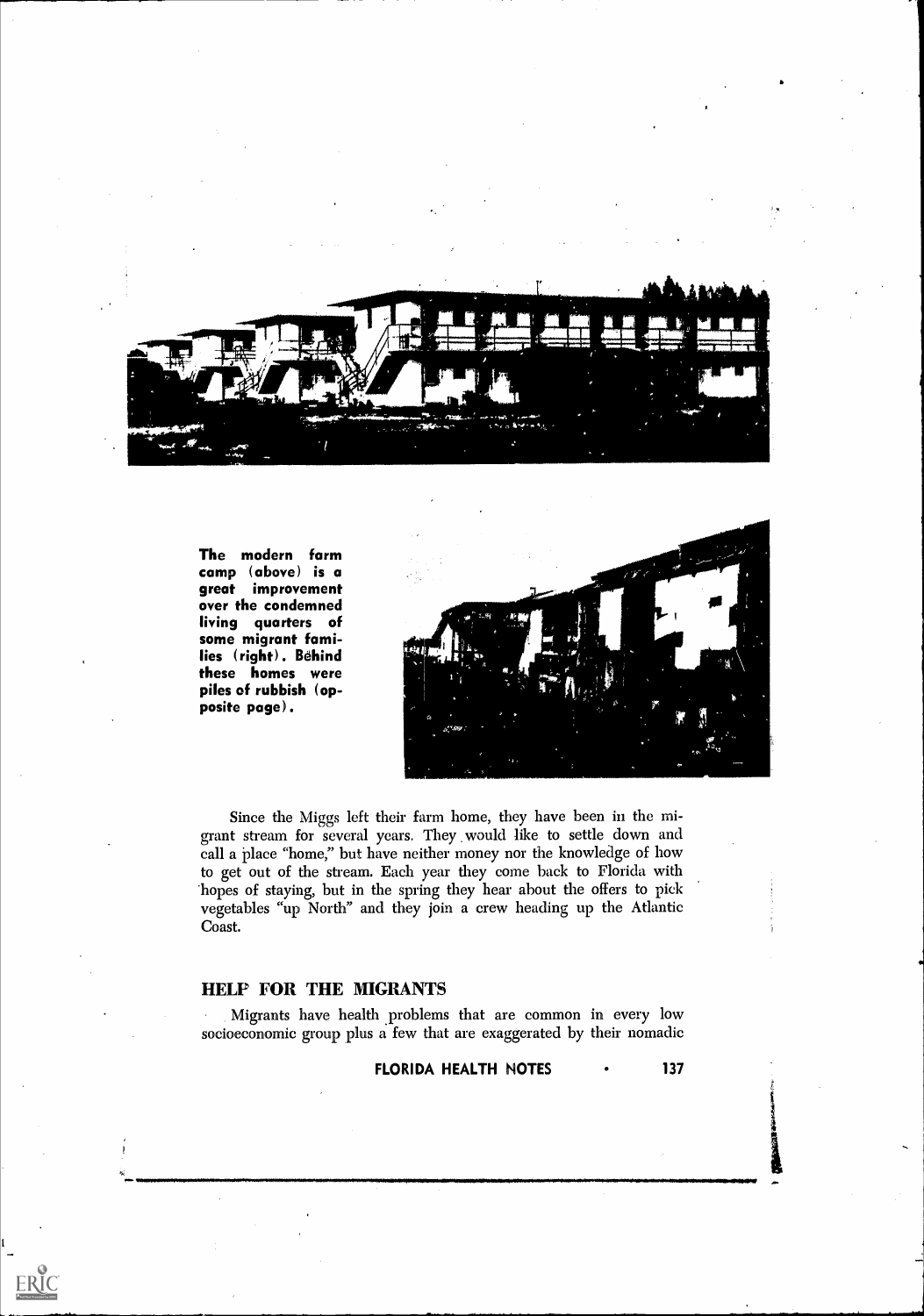The modern farm camp (above) is a great improvement over the condemned living quarters of some migrant families (right). Behind these homes were piles of rubbish (opposite page).

Since the Miggs left their farm home, they have been in the migrant stream for several years. They would like to settle down and call a place "home," but have neither money nor the knowledge of how to get out of the stream. Each year they come back to Florida with hopes of staying, but in the spring they hear about the offers to pick vegetables "up North" and they join a crew heading up the Atlantic Coast.

## HELP FOR THE MIGRANTS

Migrants have health problems that are common in every low socioeconomic group plus a few that are exaggerated by their nomadic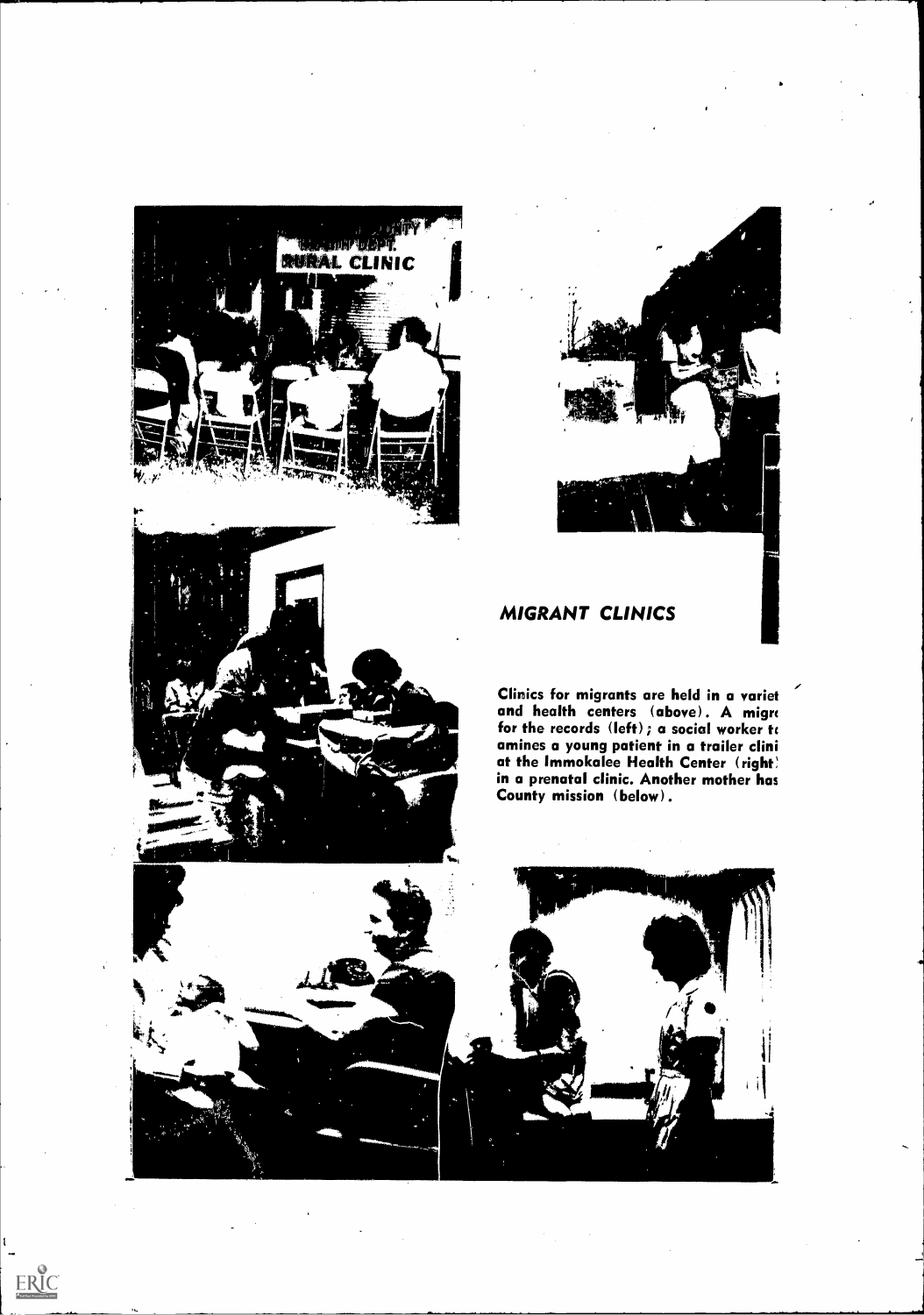## *MIGRANT CLINICS*

Clinics for migrants are held in a variet and health centers (above). A migr for the records (left); a social worker t amines a young patient in a trailer clini at the Immokalee Health Center (right) in a prenatal clinic. Another mother has County mission (below).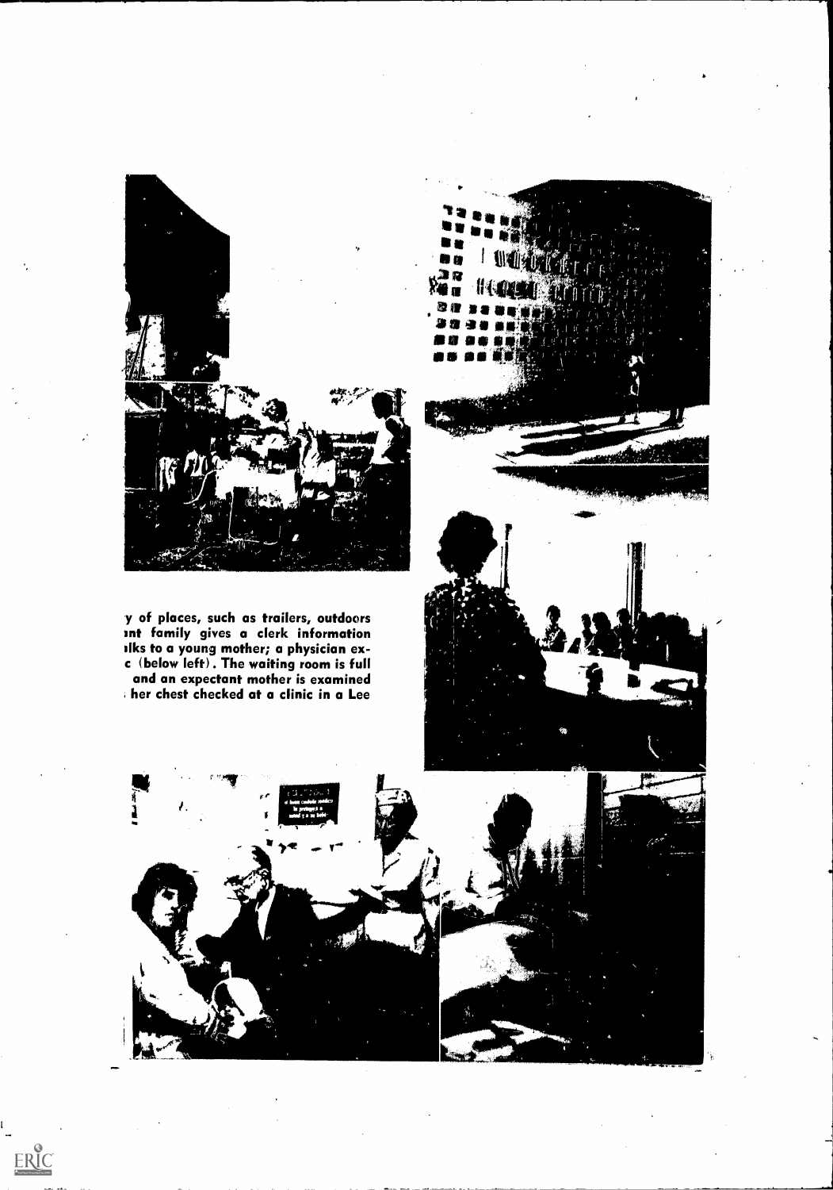y of places, such as trailers, outdoors
ınt family gives a clerk information
ılks to a young mother; a physician ex-
c (below left). The waiting room is full
and an expectant mother is examined
her chest checked at a clinic in a Lee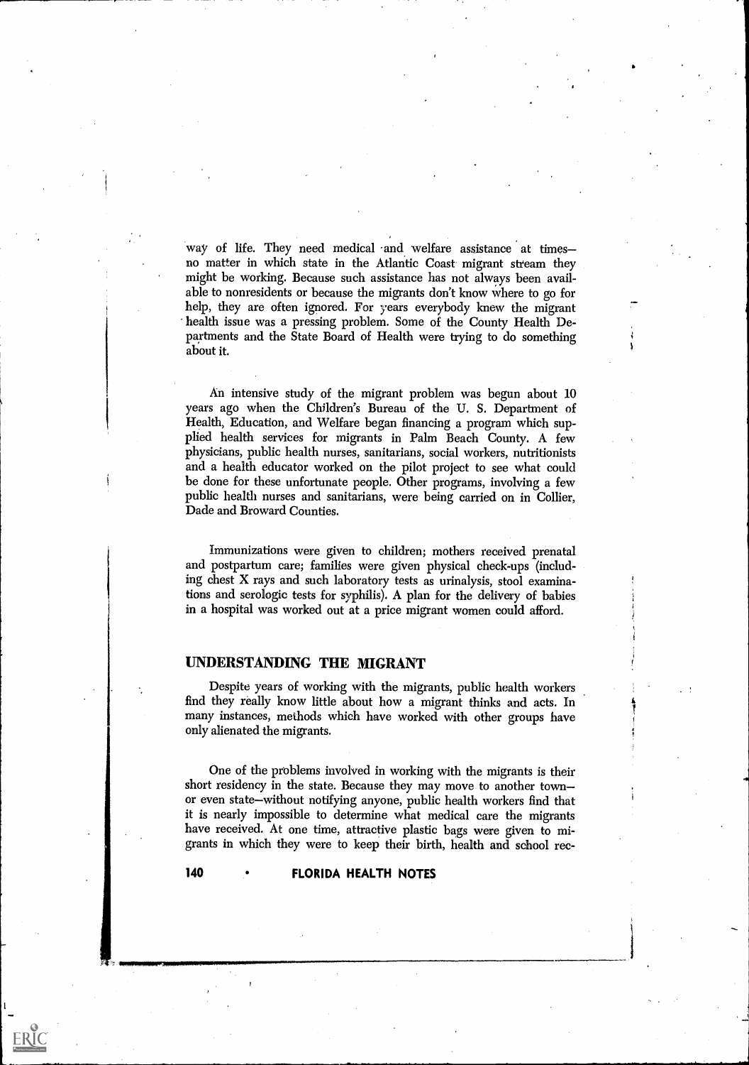way of life. They need medical and welfare assistance at times—no matter in which state in the Atlantic Coast migrant stream they might be working. Because such assistance has not always been available to nonresidents or because the migrants don't know where to go for help, they are often ignored. For years everybody knew the migrant health issue was a pressing problem. Some of the County Health Departments and the State Board of Health were trying to do something about it.

An intensive study of the migrant problem was begun about 10 years ago when the Children's Bureau of the U. S. Department of Health, Education, and Welfare began financing a program which supplied health services for migrants in Palm Beach County. A few physicians, public health nurses, sanitarians, social workers, nutritionists and a health educator worked on the pilot project to see what could be done for these unfortunate people. Other programs, involving a few public health nurses and sanitarians, were being carried on in Collier, Dade and Broward Counties.

Immunizations were given to children; mothers received prenatal and postpartum care; families were given physical check-ups (including chest X rays and such laboratory tests as urinalysis, stool examinations and serologic tests for syphilis). A plan for the delivery of babies in a hospital was worked out at a price migrant women could afford.

## UNDERSTANDING THE MIGRANT

Despite years of working with the migrants, public health workers find they really know little about how a migrant thinks and acts. In many instances, methods which have worked with other groups have only alienated the migrants.

One of the problems involved in working with the migrants is their short residency in the state. Because they may move to another town—or even state—without notifying anyone, public health workers find that it is nearly impossible to determine what medical care the migrants have received. At one time, attractive plastic bags were given to migrants in which they were to keep their birth, health and school rec-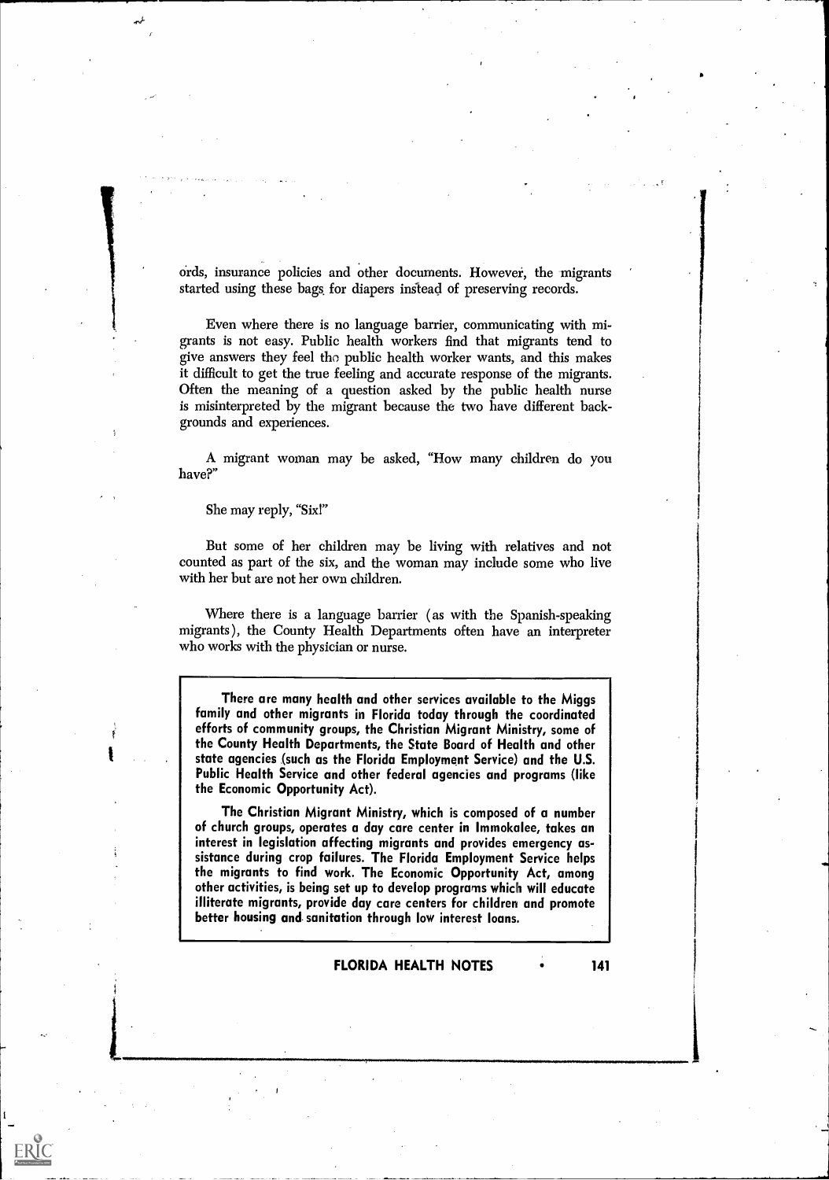ords, insurance policies and other documents. However, the migrants started using these bags for diapers instead of preserving records.

Even where there is no language barrier, communicating with migrants is not easy. Public health workers find that migrants tend to give answers they feel the public health worker wants, and this makes it difficult to get the true feeling and accurate response of the migrants. Often the meaning of a question asked by the public health nurse is misinterpreted by the migrant because the two have different backgrounds and experiences.

A migrant woman may be asked, "How many children do you have?"

She may reply, "Six!"

But some of her children may be living with relatives and not counted as part of the six, and the woman may include some who live with her but are not her own children.

Where there is a language barrier (as with the Spanish-speaking migrants), the County Health Departments often have an interpreter who works with the physician or nurse.

**There are many health and other services available to the Miggs family and other migrants in Florida today through the coordinated efforts of community groups, the Christian Migrant Ministry, some of the County Health Departments, the State Board of Health and other state agencies (such as the Florida Employment Service) and the U.S. Public Health Service and other federal agencies and programs (like the Economic Opportunity Act).**

**The Christian Migrant Ministry, which is composed of a number of church groups, operates a day care center in Immokalee, takes an interest in legislation affecting migrants and provides emergency assistance during crop failures. The Florida Employment Service helps the migrants to find work. The Economic Opportunity Act, among other activities, is being set up to develop programs which will educate illiterate migrants, provide day care centers for children and promote better housing and sanitation through low interest loans.**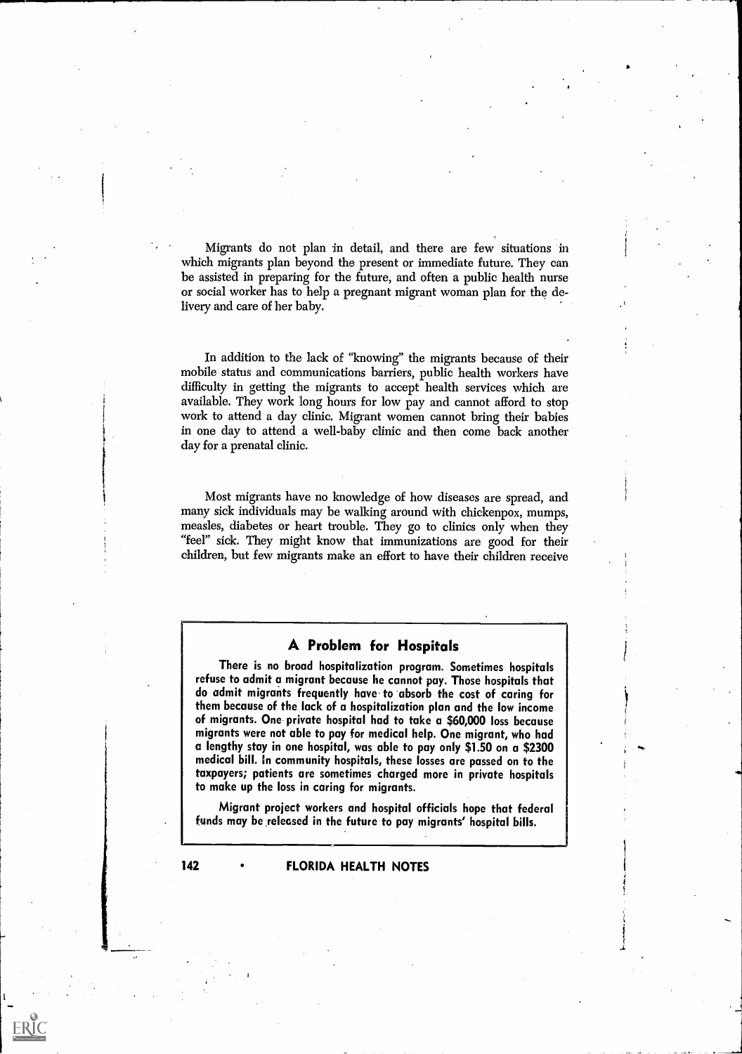Migrants do not plan in detail, and there are few situations in which migrants plan beyond the present or immediate future. They can be assisted in preparing for the future, and often a public health nurse or social worker has to help a pregnant migrant woman plan for the delivery and care of her baby.

In addition to the lack of "knowing" the migrants because of their mobile status and communications barriers, public health workers have difficulty in getting the migrants to accept health services which are available. They work long hours for low pay and cannot afford to stop work to attend a day clinic. Migrant women cannot bring their babies in one day to attend a well-baby clinic and then come back another day for a prenatal clinic.

Most migrants have no knowledge of how diseases are spread, and many sick individuals may be walking around with chickenpox, mumps, measles, diabetes or heart trouble. They go to clinics only when they "feel" sick. They might know that immunizations are good for their children, but few migrants make an effort to have their children receive

### A Problem for Hospitals

There is no broad hospitalization program. Sometimes hospitals refuse to admit a migrant because he cannot pay. Those hospitals that do admit migrants frequently have to absorb the cost of caring for them because of the lack of a hospitalization plan and the low income of migrants. One private hospital had to take a $60,000 loss because migrants were not able to pay for medical help. One migrant, who had a lengthy stay in one hospital, was able to pay only $1.50 on a $2300 medical bill. In community hospitals, these losses are passed on to the taxpayers; patients are sometimes charged more in private hospitals to make up the loss in caring for migrants.

Migrant project workers and hospital officials hope that federal funds may be released in the future to pay migrants' hospital bills.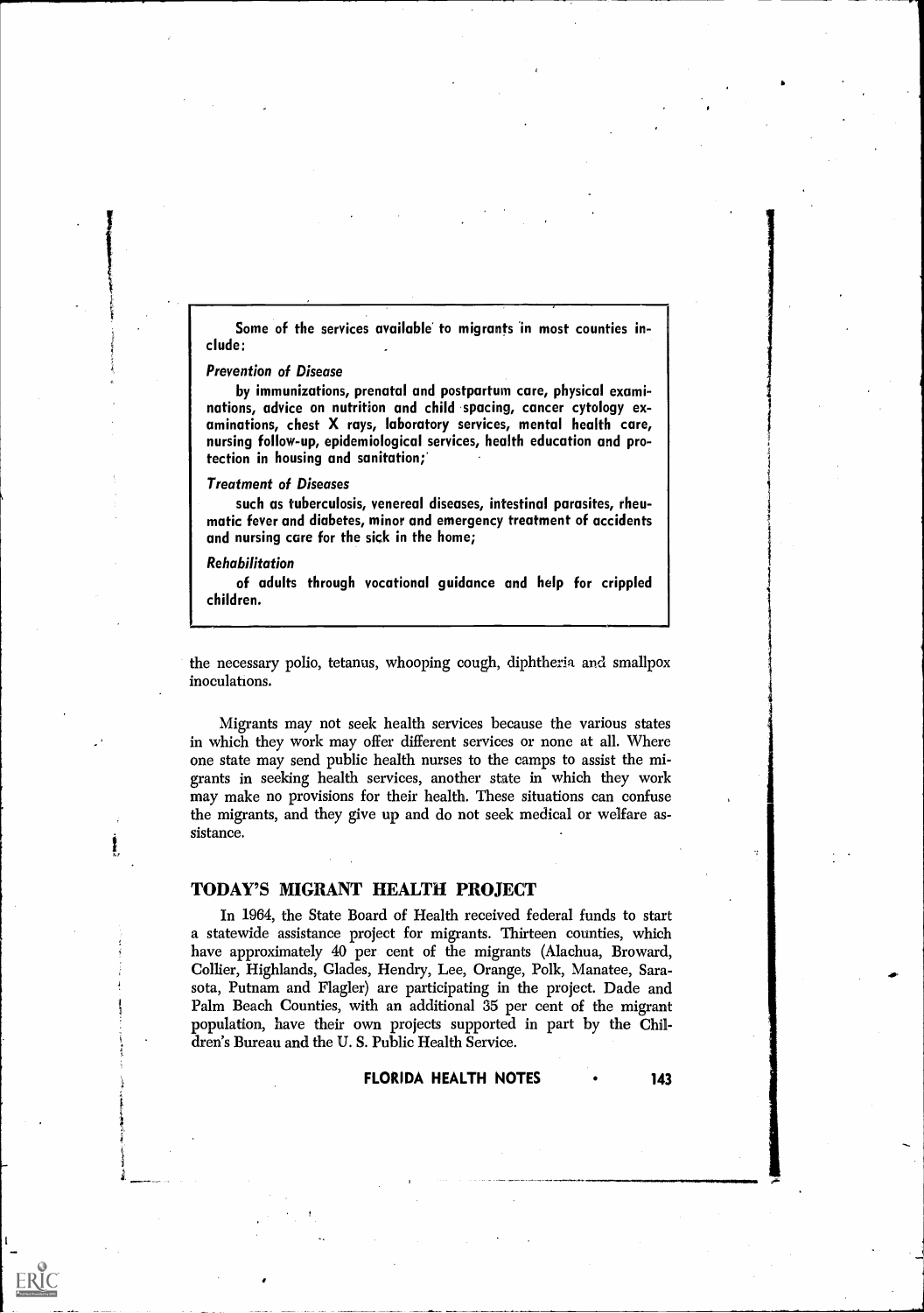Some of the services available to migrants in most counties include:

*Prevention of Disease*

by immunizations, prenatal and postpartum care, physical examinations, advice on nutrition and child spacing, cancer cytology examinations, chest X rays, laboratory services, mental health care, nursing follow-up, epidemiological services, health education and protection in housing and sanitation;

*Treatment of Diseases*

such as tuberculosis, venereal diseases, intestinal parasites, rheumatic fever and diabetes, minor and emergency treatment of accidents and nursing care for the sick in the home;

*Rehabilitation*

of adults through vocational guidance and help for crippled children.

the necessary polio, tetanus, whooping cough, diphtheria and smallpox inoculations.

Migrants may not seek health services because the various states in which they work may offer different services or none at all. Where one state may send public health nurses to the camps to assist the migrants in seeking health services, another state in which they work may make no provisions for their health. These situations can confuse the migrants, and they give up and do not seek medical or welfare assistance.

## TODAY'S MIGRANT HEALTH PROJECT

In 1964, the State Board of Health received federal funds to start a statewide assistance project for migrants. Thirteen counties, which have approximately 40 per cent of the migrants (Alachua, Broward, Collier, Highlands, Glades, Hendry, Lee, Orange, Polk, Manatee, Sarasota, Putnam and Flagler) are participating in the project. Dade and Palm Beach Counties, with an additional 35 per cent of the migrant population, have their own projects supported in part by the Children's Bureau and the U. S. Public Health Service.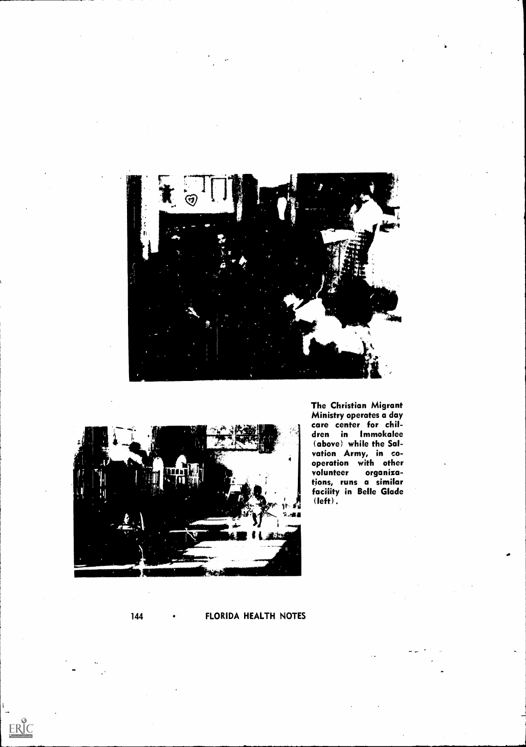The Christian Migrant Ministry operates a day care center for children in Immokalee (above) while the Salvation Army, in cooperation with other volunteer organizations, runs a similar facility in Belle Glade (left).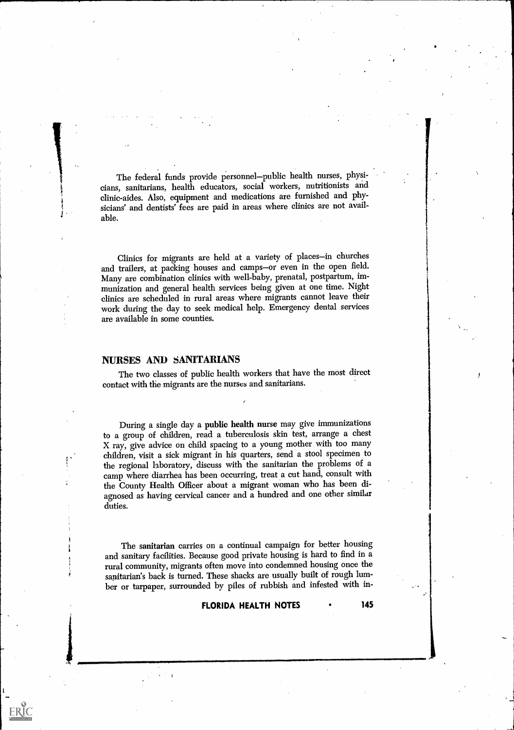The federal funds provide personnel—public health nurses, physicians, sanitarians, health educators, social workers, nutritionists and clinic-aides. Also, equipment and medications are furnished and physicians' and dentists' fees are paid in areas where clinics are not available.

Clinics for migrants are held at a variety of places—in churches and trailers, at packing houses and camps—or even in the open field. Many are combination clinics with well-baby, prenatal, postpartum, immunization and general health services being given at one time. Night clinics are scheduled in rural areas where migrants cannot leave their work during the day to seek medical help. Emergency dental services are available in some counties.

## NURSES AND SANITARIANS

The two classes of public health workers that have the most direct contact with the migrants are the nurses and sanitarians.

During a single day a **public health nurse** may give immunizations to a group of children, read a tuberculosis skin test, arrange a chest X ray, give advice on child spacing to a young mother with too many children, visit a sick migrant in his quarters, send a stool specimen to the regional laboratory, discuss with the sanitarian the problems of a camp where diarrhea has been occurring, treat a cut hand, consult with the County Health Officer about a migrant woman who has been diagnosed as having cervical cancer and a hundred and one other similar duties.

The **sanitarian** carries on a continual campaign for better housing and sanitary facilities. Because good private housing is hard to find in a rural community, migrants often move into condemned housing once the sanitarian's back is turned. These shacks are usually built of rough lumber or tarpaper, surrounded by piles of rubbish and infested with in-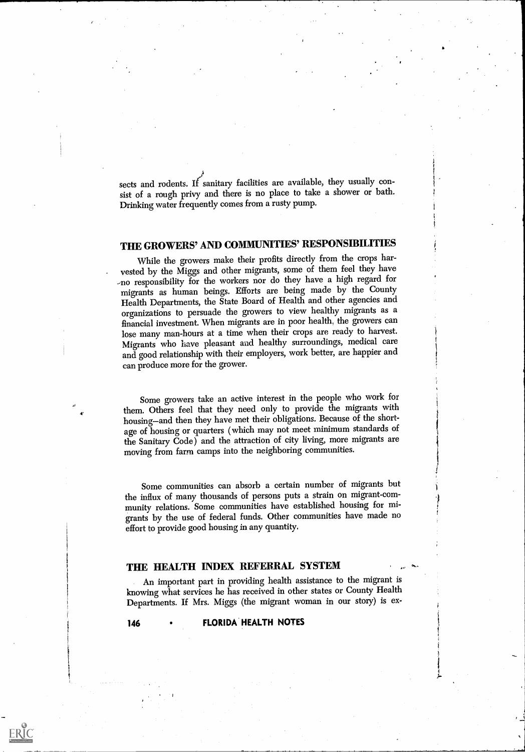sects and rodents. If sanitary facilities are available, they usually consist of a rough privy and there is no place to take a shower or bath. Drinking water frequently comes from a rusty pump.

## THE GROWERS' AND COMMUNITIES' RESPONSIBILITIES

While the growers make their profits directly from the crops harvested by the Miggs and other migrants, some of them feel they have no responsibility for the workers nor do they have a high regard for migrants as human beings. Efforts are being made by the County Health Departments, the State Board of Health and other agencies and organizations to persuade the growers to view healthy migrants as a financial investment. When migrants are in poor health, the growers can lose many man-hours at a time when their crops are ready to harvest. Migrants who have pleasant and healthy surroundings, medical care and good relationship with their employers, work better, are happier and can produce more for the grower.

Some growers take an active interest in the people who work for them. Others feel that they need only to provide the migrants with housing—and then they have met their obligations. Because of the shortage of housing or quarters (which may not meet minimum standards of the Sanitary Code) and the attraction of city living, more migrants are moving from farm camps into the neighboring communities.

Some communities can absorb a certain number of migrants but the influx of many thousands of persons puts a strain on migrant-community relations. Some communities have established housing for migrants by the use of federal funds. Other communities have made no effort to provide good housing in any quantity.

## THE HEALTH INDEX REFERRAL SYSTEM

An important part in providing health assistance to the migrant is knowing what services he has received in other states or County Health Departments. If Mrs. Miggs (the migrant woman in our story) is ex-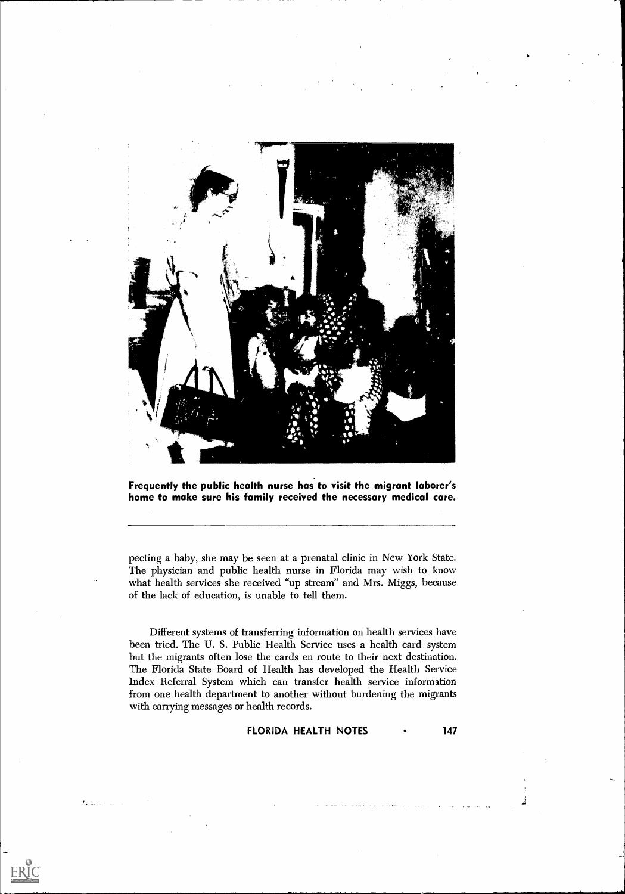**Frequently the public health nurse has to visit the migrant laborer's home to make sure his family received the necessary medical care.**

pecting a baby, she may be seen at a prenatal clinic in New York State. The physician and public health nurse in Florida may wish to know what health services she received "up stream" and Mrs. Miggs, because of the lack of education, is unable to tell them.

Different systems of transferring information on health services have been tried. The U. S. Public Health Service uses a health card system but the migrants often lose the cards en route to their next destination. The Florida State Board of Health has developed the Health Service Index Referral System which can transfer health service information from one health department to another without burdening the migrants with carrying messages or health records.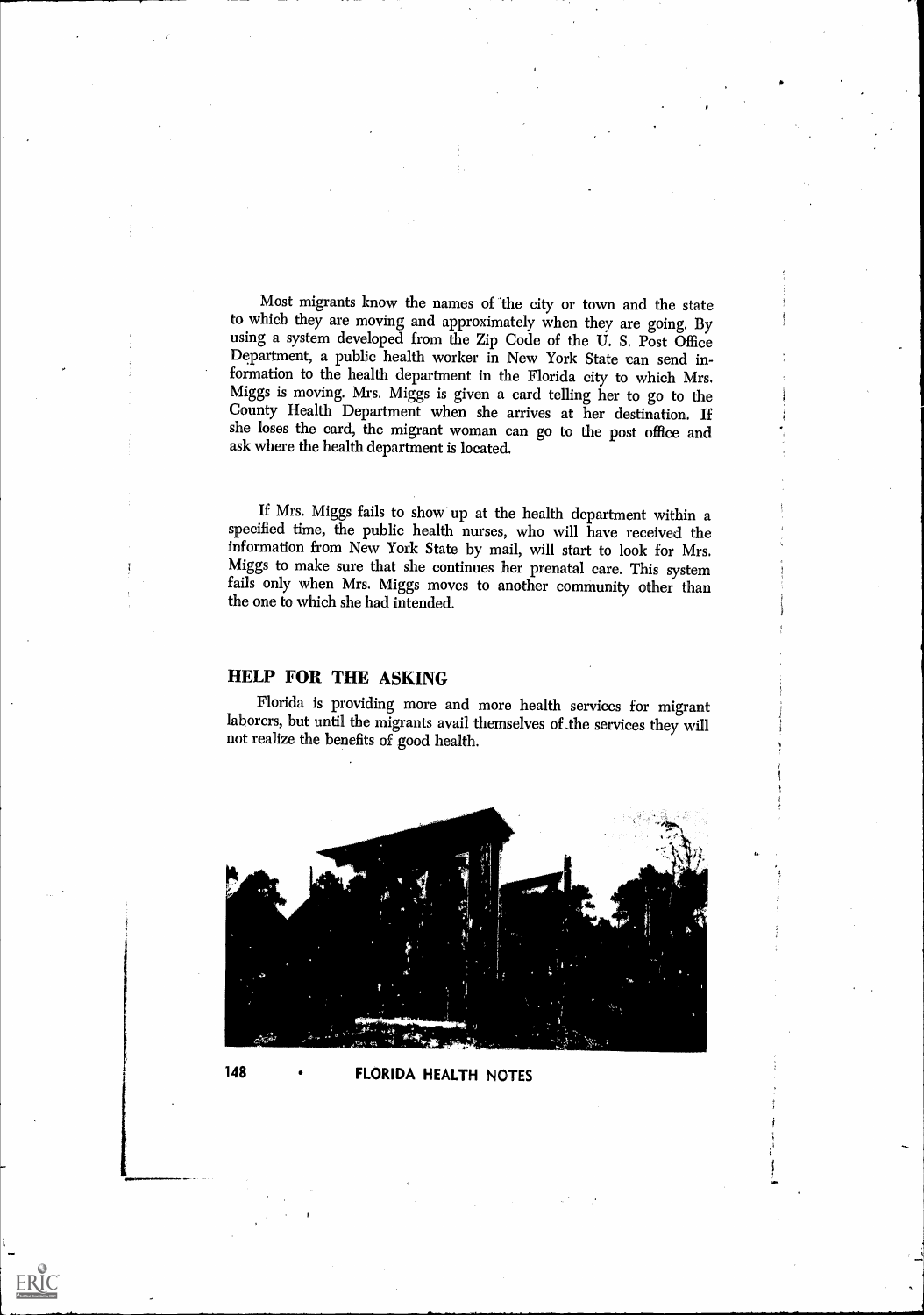Most migrants know the names of the city or town and the state to which they are moving and approximately when they are going. By using a system developed from the Zip Code of the U. S. Post Office Department, a public health worker in New York State can send information to the health department in the Florida city to which Mrs. Miggs is moving. Mrs. Miggs is given a card telling her to go to the County Health Department when she arrives at her destination. If she loses the card, the migrant woman can go to the post office and ask where the health department is located.

If Mrs. Miggs fails to show up at the health department within a specified time, the public health nurses, who will have received the information from New York State by mail, will start to look for Mrs. Miggs to make sure that she continues her prenatal care. This system fails only when Mrs. Miggs moves to another community other than the one to which she had intended.

## HELP FOR THE ASKING

Florida is providing more and more health services for migrant laborers, but until the migrants avail themselves of the services they will not realize the benefits of good health.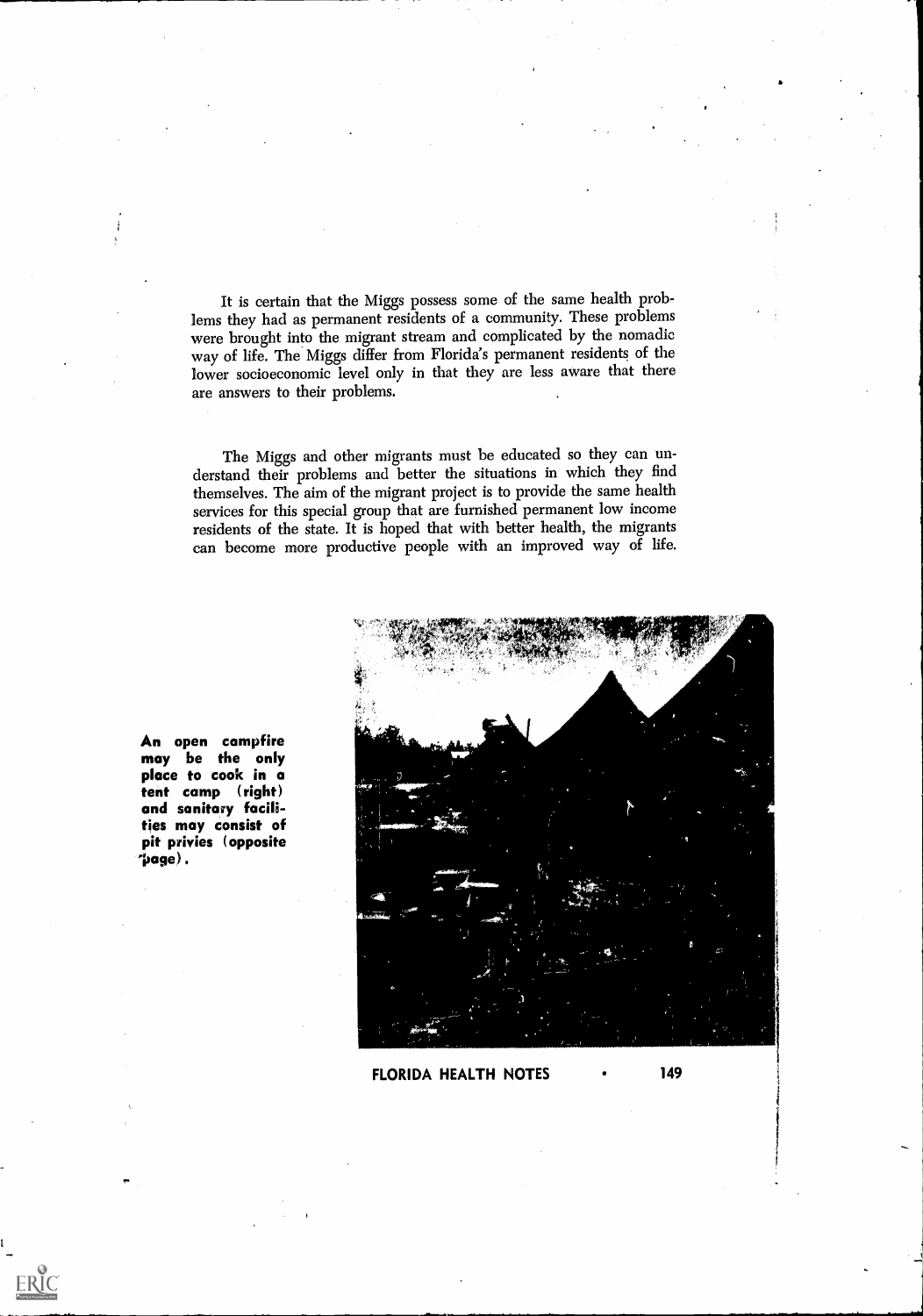It is certain that the Miggs possess some of the same health problems they had as permanent residents of a community. These problems were brought into the migrant stream and complicated by the nomadic way of life. The Miggs differ from Florida's permanent residents of the lower socioeconomic level only in that they are less aware that there are answers to their problems.

The Miggs and other migrants must be educated so they can understand their problems and better the situations in which they find themselves. The aim of the migrant project is to provide the same health services for this special group that are furnished permanent low income residents of the state. It is hoped that with better health, the migrants can become more productive people with an improved way of life.

**An open campfire may be the only place to cook in a tent camp (right) and sanitary facilities may consist of pit privies (opposite page).**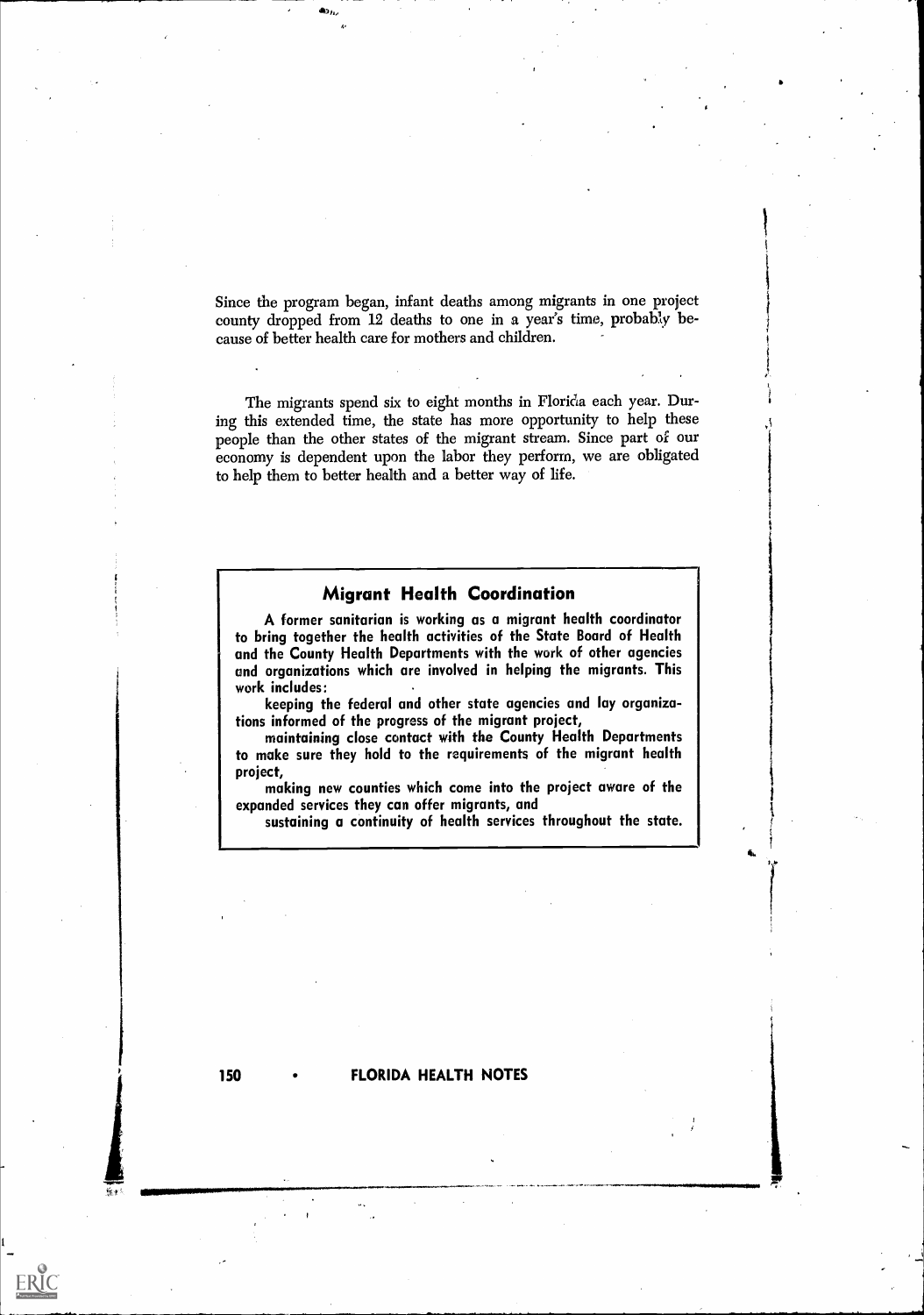Since the program began, infant deaths among migrants in one project county dropped from 12 deaths to one in a year's time, probably because of better health care for mothers and children.

The migrants spend six to eight months in Florida each year. During this extended time, the state has more opportunity to help these people than the other states of the migrant stream. Since part of our economy is dependent upon the labor they perform, we are obligated to help them to better health and a better way of life.

### Migrant Health Coordination

A former sanitarian is working as a migrant health coordinator to bring together the health activities of the State Board of Health and the County Health Departments with the work of other agencies and organizations which are involved in helping the migrants. This work includes:

keeping the federal and other state agencies and lay organizations informed of the progress of the migrant project,

maintaining close contact with the County Health Departments to make sure they hold to the requirements of the migrant health project,

making new counties which come into the project aware of the expanded services they can offer migrants, and

sustaining a continuity of health services throughout the state.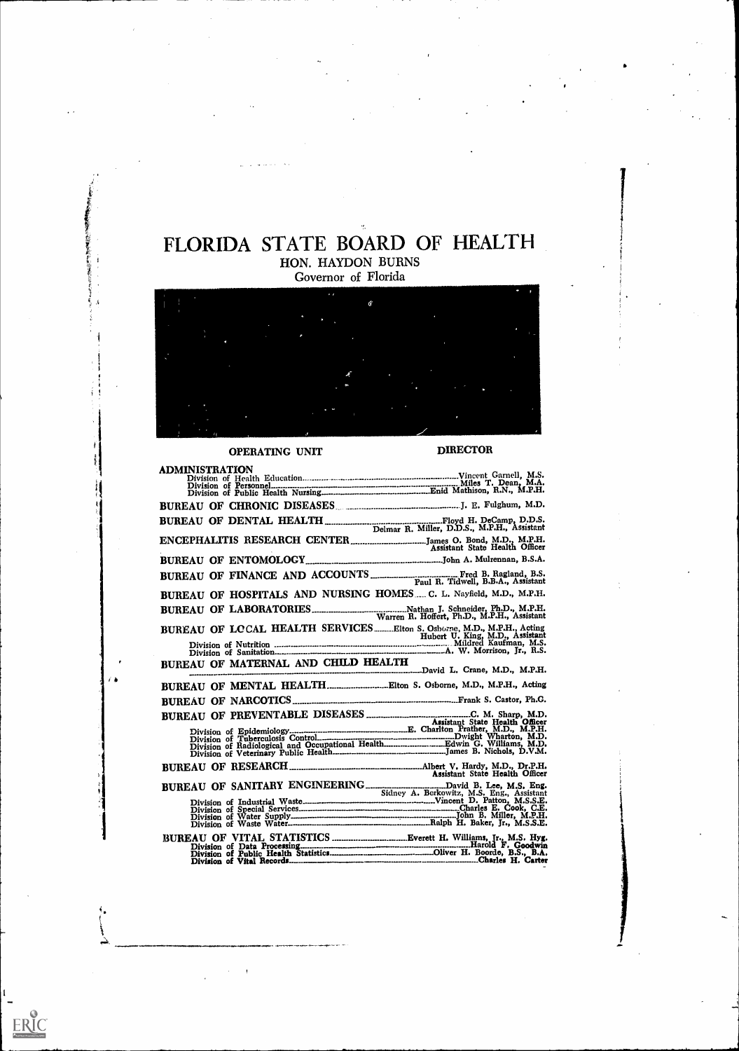# FLORIDA STATE BOARD OF HEALTH

HON. HAYDON BURNS
Governor of Florida

| OPERATING UNIT | DIRECTOR |
|---|---|
| **ADMINISTRATION** | |
| Division of Health Education | Vincent Garnell, M.S. |
| Division of Personnel | Miles T. Dean, M.A. |
| Division of Public Health Nursing | Enid Mathison, R.N., M.P.H. |
| **BUREAU OF CHRONIC DISEASES** | J. E. Fulghum, M.D. |
| **BUREAU OF DENTAL HEALTH** | Floyd H. DeCamp, D.D.S.<br>Delmar R. Miller, D.D.S., M.P.H., Assistant |
| **ENCEPHALITIS RESEARCH CENTER** | James O. Bond, M.D., M.P.H.<br>Assistant State Health Officer |
| **BUREAU OF ENTOMOLOGY** | John A. Mulrennan, B.S.A. |
| **BUREAU OF FINANCE AND ACCOUNTS** | Fred B. Ragland, B.S.<br>Paul R. Tidwell, B.B.A., Assistant |
| **BUREAU OF HOSPITALS AND NURSING HOMES** | C. L. Nayfield, M.D., M.P.H. |
| **BUREAU OF LABORATORIES** | Nathan J. Schneider, Ph.D., M.P.H.<br>Warren R. Hoffert, Ph.D., M.P.H., Assistant |
| **BUREAU OF LOCAL HEALTH SERVICES** | Elton S. Osborne, M.D., M.P.H., Acting<br>Hubert U. King, M.D., Assistant |
| Division of Nutrition | Mildred Kaufman, M.S. |
| Division of Sanitation | A. W. Morrison, Jr., R.S. |
| **BUREAU OF MATERNAL AND CHILD HEALTH** | David L. Crane, M.D., M.P.H. |
| **BUREAU OF MENTAL HEALTH** | Elton S. Osborne, M.D., M.P.H., Acting |
| **BUREAU OF NARCOTICS** | Frank S. Castor, Ph.C. |
| **BUREAU OF PREVENTABLE DISEASES** | C. M. Sharp, M.D.<br>Assistant State Health Officer |
| Division of Epidemiology | E. Charlton Prather, M.D., M.P.H. |
| Division of Tuberculosis Control | Dwight Wharton, M.D. |
| Division of Radiological and Occupational Health | Edwin G. Williams, M.D. |
| Division of Veterinary Public Health | James B. Nichols, D.V.M. |
| **BUREAU OF RESEARCH** | Albert V. Hardy, M.D., Dr.P.H.<br>Assistant State Health Officer |
| **BUREAU OF SANITARY ENGINEERING** | David B. Lee, M.S. Eng.<br>Sidney A. Berkowitz, M.S. Eng., Assistant |
| Division of Industrial Waste | Vincent D. Patton, M.S.S.E. |
| Division of Special Services | Charles E. Cook, C.E. |
| Division of Water Supply | John B. Miller, M.P.H. |
| Division of Waste Water | Ralph H. Baker, Jr., M.S.S.E. |
| **BUREAU OF VITAL STATISTICS** | Everett H. Williams, Jr., M.S. Hyg. |
| Division of Data Processing | Harold F. Goodwin |
| Division of Public Health Statistics | Oliver H. Boorde, B.S., B.A. |
| Division of Vital Records | Charles H. Carter |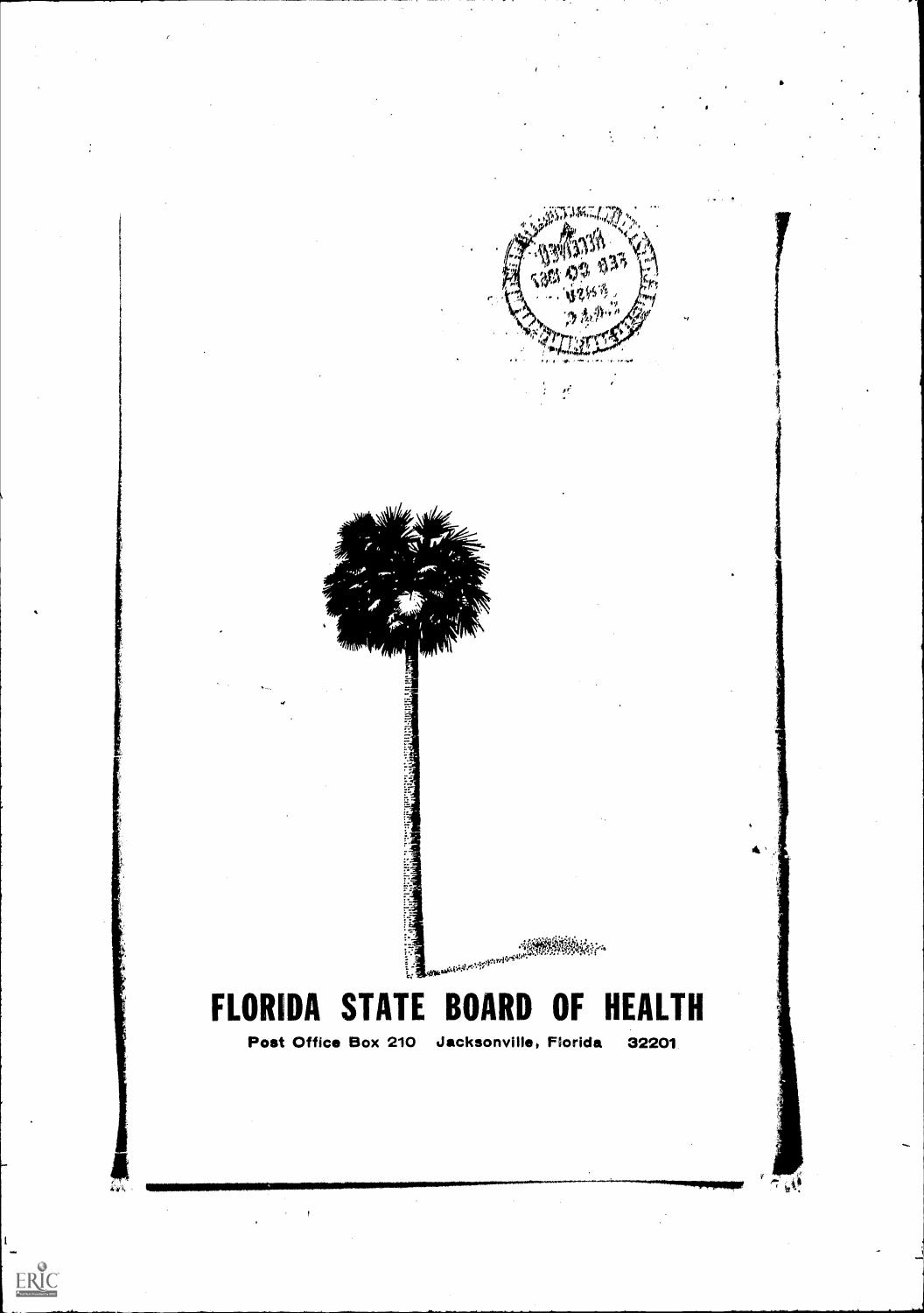# FLORIDA STATE BOARD OF HEALTH

Post Office Box 210 Jacksonville, Florida 32201